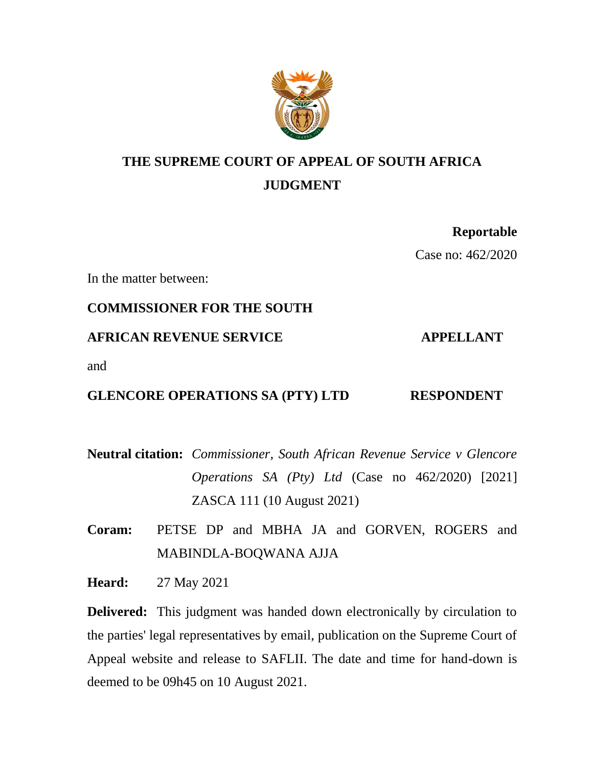# THE SUPREME COURT OF APPEAL OF SOUTH AFRICA
# JUDGMENT

**Reportable**

Case no: 462/2020

In the matter between:

**COMMISSIONER FOR THE SOUTH AFRICAN REVENUE SERVICE** **APPELLANT**

and

**GLENCORE OPERATIONS SA (PTY) LTD** **RESPONDENT**

**Neutral citation:** *Commissioner, South African Revenue Service v Glencore Operations SA (Pty) Ltd* (Case no 462/2020) [2021] ZASCA 111 (10 August 2021)

**Coram:** PETSE DP and MBHA JA and GORVEN, ROGERS and MABINDLA-BOQWANA AJJA

**Heard:** 27 May 2021

**Delivered:** This judgment was handed down electronically by circulation to the parties' legal representatives by email, publication on the Supreme Court of Appeal website and release to SAFLII. The date and time for hand-down is deemed to be 09h45 on 10 August 2021.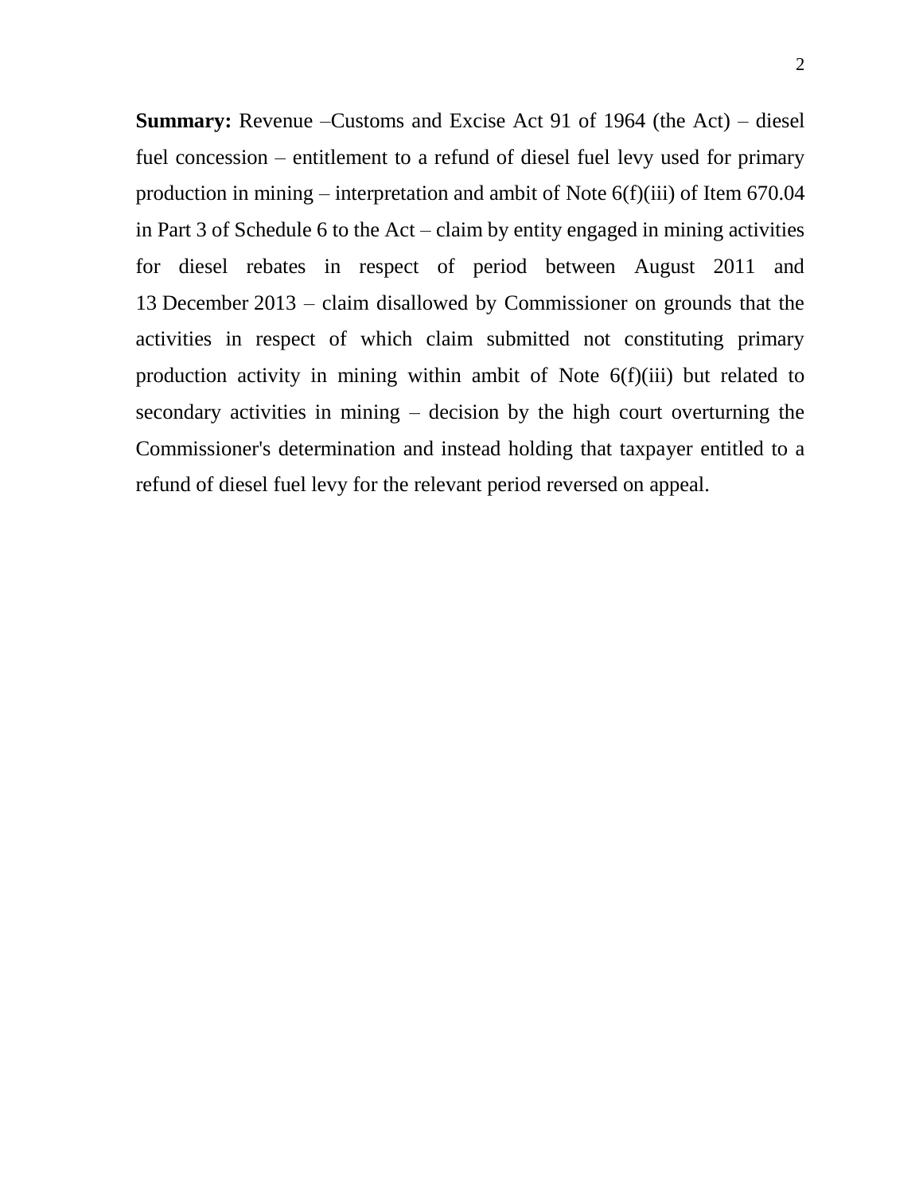**Summary:** Revenue –Customs and Excise Act 91 of 1964 (the Act) – diesel fuel concession – entitlement to a refund of diesel fuel levy used for primary production in mining – interpretation and ambit of Note 6(f)(iii) of Item 670.04 in Part 3 of Schedule 6 to the Act – claim by entity engaged in mining activities for diesel rebates in respect of period between August 2011 and 13 December 2013 – claim disallowed by Commissioner on grounds that the activities in respect of which claim submitted not constituting primary production activity in mining within ambit of Note 6(f)(iii) but related to secondary activities in mining – decision by the high court overturning the Commissioner's determination and instead holding that taxpayer entitled to a refund of diesel fuel levy for the relevant period reversed on appeal.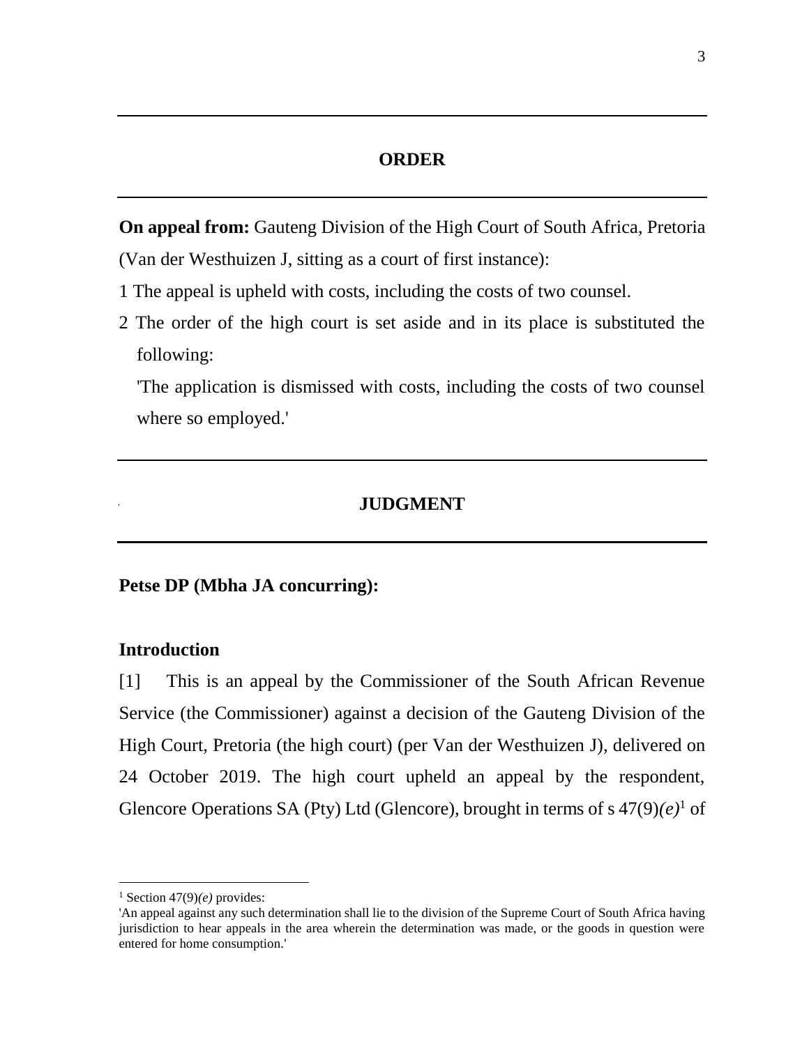## ORDER

**On appeal from:** Gauteng Division of the High Court of South Africa, Pretoria (Van der Westhuizen J, sitting as a court of first instance):

1 The appeal is upheld with costs, including the costs of two counsel.

2 The order of the high court is set aside and in its place is substituted the following:

'The application is dismissed with costs, including the costs of two counsel where so employed.'

## JUDGMENT

**Petse DP (Mbha JA concurring):**

### Introduction

[1] This is an appeal by the Commissioner of the South African Revenue Service (the Commissioner) against a decision of the Gauteng Division of the High Court, Pretoria (the high court) (per Van der Westhuizen J), delivered on 24 October 2019. The high court upheld an appeal by the respondent, Glencore Operations SA (Pty) Ltd (Glencore), brought in terms of s 47(9)*(e)*[1] of

---

[1] Section 47(9)*(e)* provides:
'An appeal against any such determination shall lie to the division of the Supreme Court of South Africa having jurisdiction to hear appeals in the area wherein the determination was made, or the goods in question were entered for home consumption.'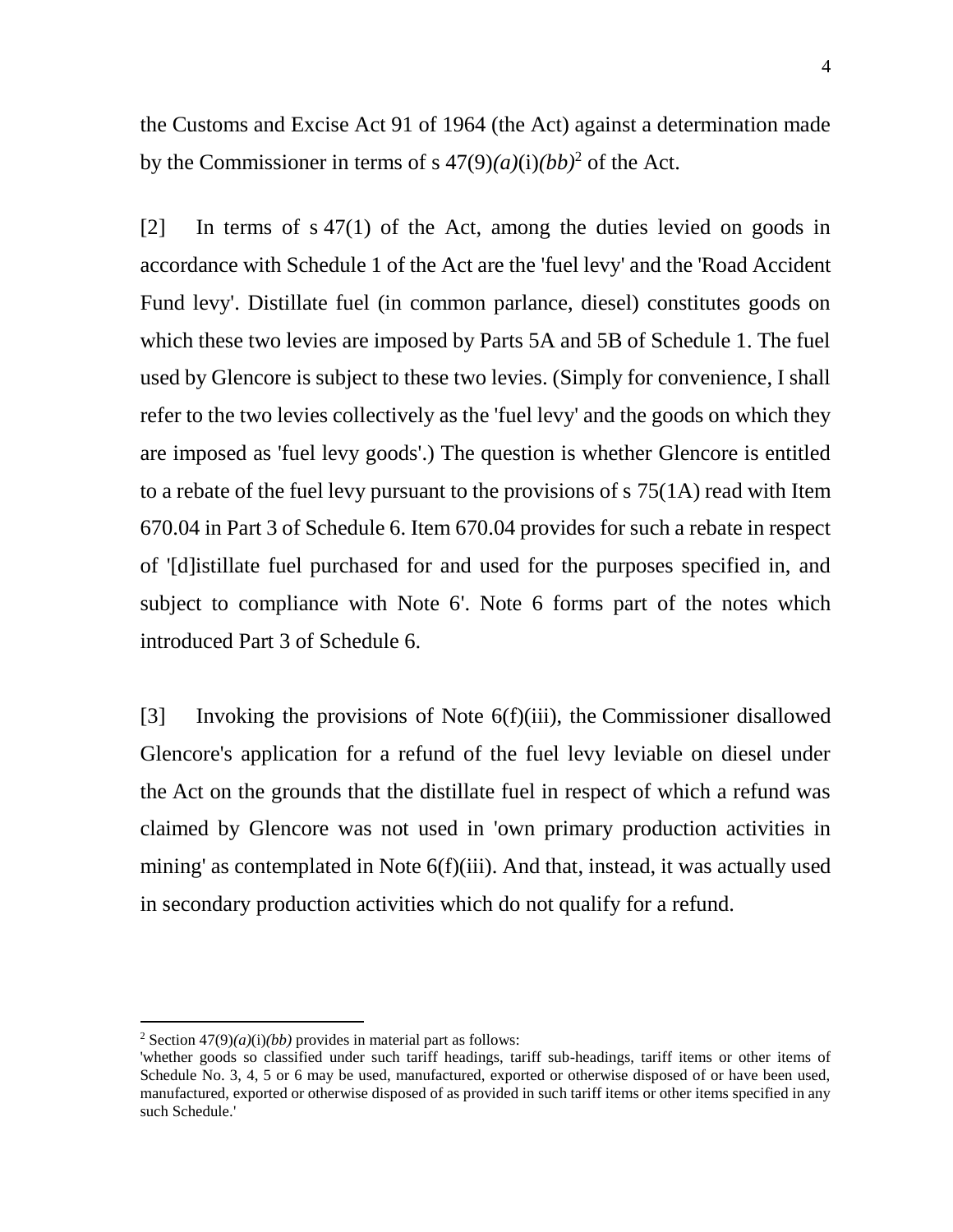the Customs and Excise Act 91 of 1964 (the Act) against a determination made by the Commissioner in terms of s 47(9)*(a)*(i)*(bb)*[2] of the Act.

[2] In terms of s 47(1) of the Act, among the duties levied on goods in accordance with Schedule 1 of the Act are the 'fuel levy' and the 'Road Accident Fund levy'. Distillate fuel (in common parlance, diesel) constitutes goods on which these two levies are imposed by Parts 5A and 5B of Schedule 1. The fuel used by Glencore is subject to these two levies. (Simply for convenience, I shall refer to the two levies collectively as the 'fuel levy' and the goods on which they are imposed as 'fuel levy goods'.) The question is whether Glencore is entitled to a rebate of the fuel levy pursuant to the provisions of s 75(1A) read with Item 670.04 in Part 3 of Schedule 6. Item 670.04 provides for such a rebate in respect of '[d]istillate fuel purchased for and used for the purposes specified in, and subject to compliance with Note 6'. Note 6 forms part of the notes which introduced Part 3 of Schedule 6.

[3] Invoking the provisions of Note 6(f)(iii), the Commissioner disallowed Glencore's application for a refund of the fuel levy leviable on diesel under the Act on the grounds that the distillate fuel in respect of which a refund was claimed by Glencore was not used in 'own primary production activities in mining' as contemplated in Note 6(f)(iii). And that, instead, it was actually used in secondary production activities which do not qualify for a refund.

---

[2] Section 47(9)*(a)*(i)*(bb)* provides in material part as follows:
'whether goods so classified under such tariff headings, tariff sub-headings, tariff items or other items of Schedule No. 3, 4, 5 or 6 may be used, manufactured, exported or otherwise disposed of or have been used, manufactured, exported or otherwise disposed of as provided in such tariff items or other items specified in any such Schedule.'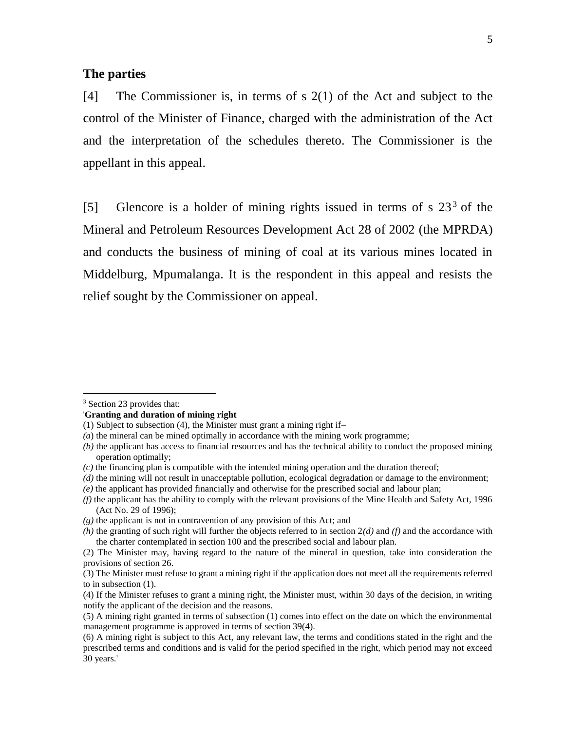## The parties

[4] The Commissioner is, in terms of s 2(1) of the Act and subject to the control of the Minister of Finance, charged with the administration of the Act and the interpretation of the schedules thereto. The Commissioner is the appellant in this appeal.

[5] Glencore is a holder of mining rights issued in terms of s 23[3] of the Mineral and Petroleum Resources Development Act 28 of 2002 (the MPRDA) and conducts the business of mining of coal at its various mines located in Middelburg, Mpumalanga. It is the respondent in this appeal and resists the relief sought by the Commissioner on appeal.

---

[3] Section 23 provides that:

'**Granting and duration of mining right**

(1) Subject to subsection (4), the Minister must grant a mining right if–

*(a)* the mineral can be mined optimally in accordance with the mining work programme;

*(b)* the applicant has access to financial resources and has the technical ability to conduct the proposed mining operation optimally;

*(c)* the financing plan is compatible with the intended mining operation and the duration thereof;

*(d)* the mining will not result in unacceptable pollution, ecological degradation or damage to the environment;

*(e)* the applicant has provided financially and otherwise for the prescribed social and labour plan;

*(f)* the applicant has the ability to comply with the relevant provisions of the Mine Health and Safety Act, 1996 (Act No. 29 of 1996);

*(g)* the applicant is not in contravention of any provision of this Act; and

*(h)* the granting of such right will further the objects referred to in section 2*(d)* and *(f)* and the accordance with the charter contemplated in section 100 and the prescribed social and labour plan.

(2) The Minister may, having regard to the nature of the mineral in question, take into consideration the provisions of section 26.

(3) The Minister must refuse to grant a mining right if the application does not meet all the requirements referred to in subsection (1).

(4) If the Minister refuses to grant a mining right, the Minister must, within 30 days of the decision, in writing notify the applicant of the decision and the reasons.

(5) A mining right granted in terms of subsection (1) comes into effect on the date on which the environmental management programme is approved in terms of section 39(4).

(6) A mining right is subject to this Act, any relevant law, the terms and conditions stated in the right and the prescribed terms and conditions and is valid for the period specified in the right, which period may not exceed 30 years.'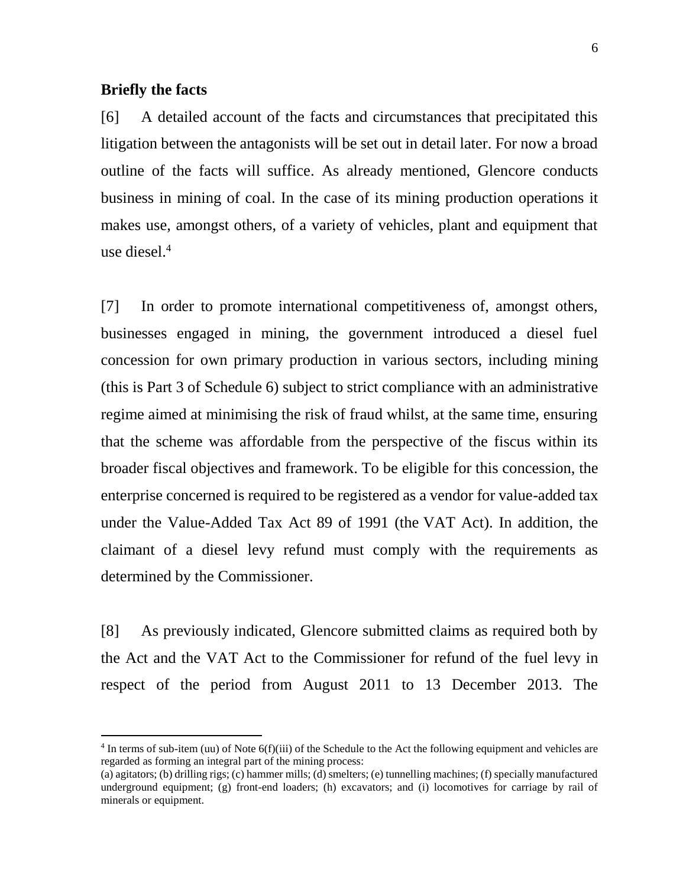**Briefly the facts**

[6] A detailed account of the facts and circumstances that precipitated this litigation between the antagonists will be set out in detail later. For now a broad outline of the facts will suffice. As already mentioned, Glencore conducts business in mining of coal. In the case of its mining production operations it makes use, amongst others, of a variety of vehicles, plant and equipment that use diesel.[4]

[7] In order to promote international competitiveness of, amongst others, businesses engaged in mining, the government introduced a diesel fuel concession for own primary production in various sectors, including mining (this is Part 3 of Schedule 6) subject to strict compliance with an administrative regime aimed at minimising the risk of fraud whilst, at the same time, ensuring that the scheme was affordable from the perspective of the fiscus within its broader fiscal objectives and framework. To be eligible for this concession, the enterprise concerned is required to be registered as a vendor for value-added tax under the Value-Added Tax Act 89 of 1991 (the VAT Act). In addition, the claimant of a diesel levy refund must comply with the requirements as determined by the Commissioner.

[8] As previously indicated, Glencore submitted claims as required both by the Act and the VAT Act to the Commissioner for refund of the fuel levy in respect of the period from August 2011 to 13 December 2013. The

---

[4] In terms of sub-item (uu) of Note 6(f)(iii) of the Schedule to the Act the following equipment and vehicles are regarded as forming an integral part of the mining process:
(a) agitators; (b) drilling rigs; (c) hammer mills; (d) smelters; (e) tunnelling machines; (f) specially manufactured underground equipment; (g) front-end loaders; (h) excavators; and (i) locomotives for carriage by rail of minerals or equipment.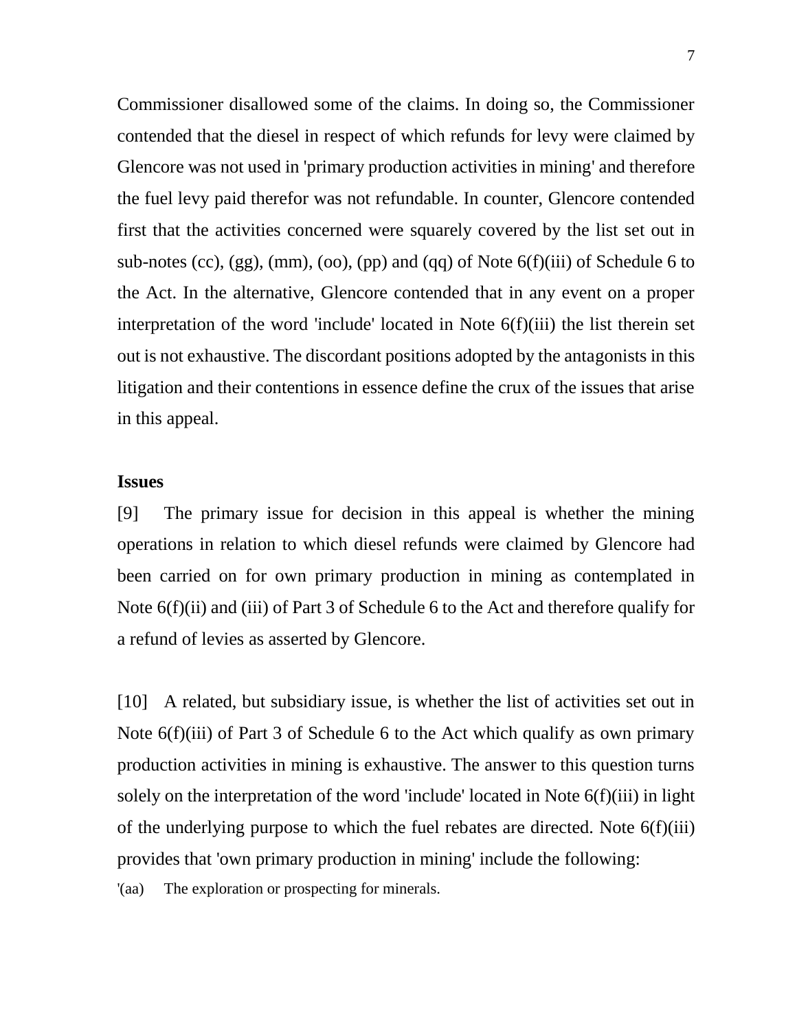Commissioner disallowed some of the claims. In doing so, the Commissioner contended that the diesel in respect of which refunds for levy were claimed by Glencore was not used in 'primary production activities in mining' and therefore the fuel levy paid therefor was not refundable. In counter, Glencore contended first that the activities concerned were squarely covered by the list set out in sub-notes (cc), (gg), (mm), (oo), (pp) and (qq) of Note 6(f)(iii) of Schedule 6 to the Act. In the alternative, Glencore contended that in any event on a proper interpretation of the word 'include' located in Note 6(f)(iii) the list therein set out is not exhaustive. The discordant positions adopted by the antagonists in this litigation and their contentions in essence define the crux of the issues that arise in this appeal.

**Issues**

[9] The primary issue for decision in this appeal is whether the mining operations in relation to which diesel refunds were claimed by Glencore had been carried on for own primary production in mining as contemplated in Note 6(f)(ii) and (iii) of Part 3 of Schedule 6 to the Act and therefore qualify for a refund of levies as asserted by Glencore.

[10] A related, but subsidiary issue, is whether the list of activities set out in Note 6(f)(iii) of Part 3 of Schedule 6 to the Act which qualify as own primary production activities in mining is exhaustive. The answer to this question turns solely on the interpretation of the word 'include' located in Note 6(f)(iii) in light of the underlying purpose to which the fuel rebates are directed. Note 6(f)(iii) provides that 'own primary production in mining' include the following:

'(aa) The exploration or prospecting for minerals.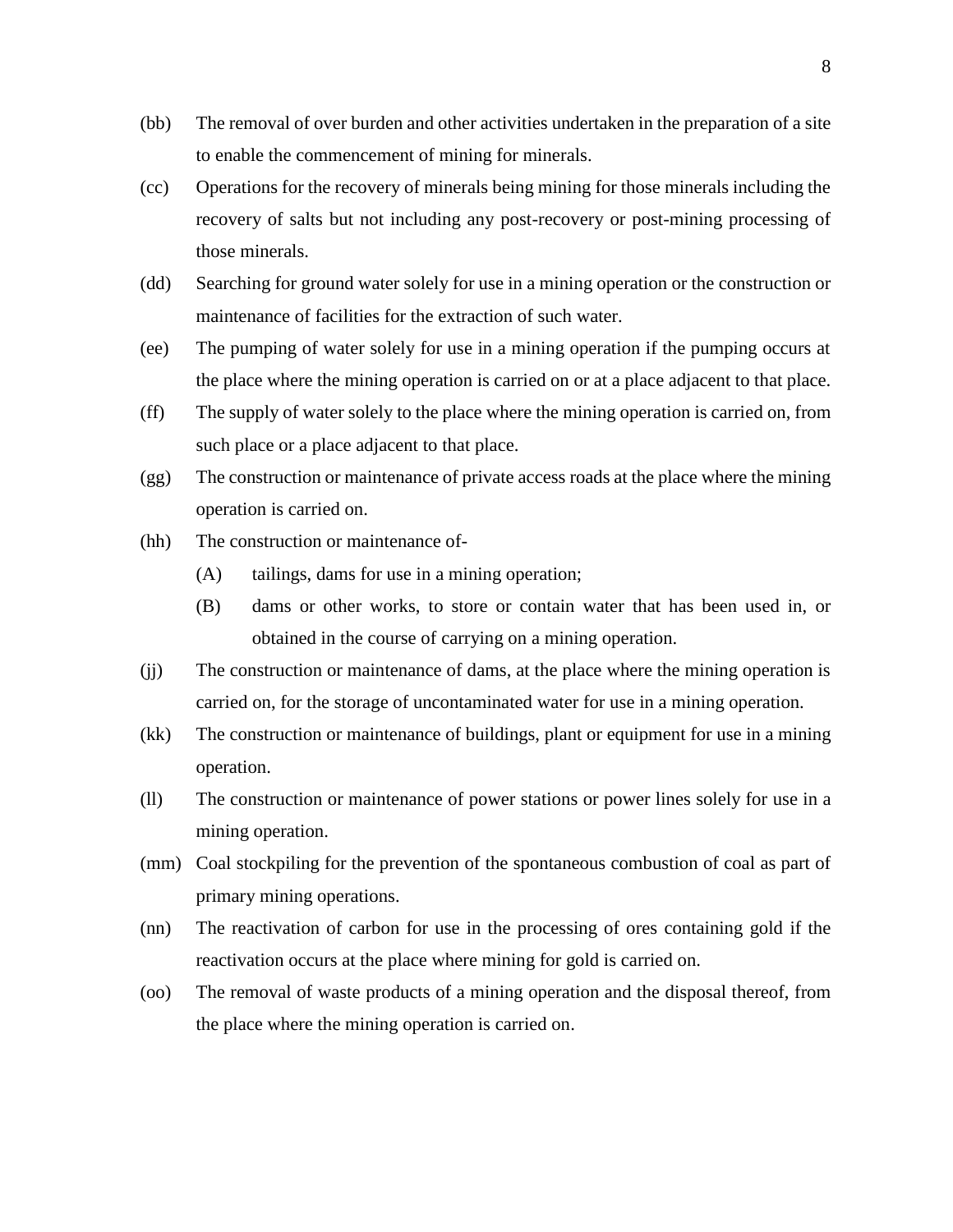(bb) The removal of over burden and other activities undertaken in the preparation of a site to enable the commencement of mining for minerals.

(cc) Operations for the recovery of minerals being mining for those minerals including the recovery of salts but not including any post-recovery or post-mining processing of those minerals.

(dd) Searching for ground water solely for use in a mining operation or the construction or maintenance of facilities for the extraction of such water.

(ee) The pumping of water solely for use in a mining operation if the pumping occurs at the place where the mining operation is carried on or at a place adjacent to that place.

(ff) The supply of water solely to the place where the mining operation is carried on, from such place or a place adjacent to that place.

(gg) The construction or maintenance of private access roads at the place where the mining operation is carried on.

(hh) The construction or maintenance of-

- (A) tailings, dams for use in a mining operation;
- (B) dams or other works, to store or contain water that has been used in, or obtained in the course of carrying on a mining operation.

(jj) The construction or maintenance of dams, at the place where the mining operation is carried on, for the storage of uncontaminated water for use in a mining operation.

(kk) The construction or maintenance of buildings, plant or equipment for use in a mining operation.

(ll) The construction or maintenance of power stations or power lines solely for use in a mining operation.

(mm) Coal stockpiling for the prevention of the spontaneous combustion of coal as part of primary mining operations.

(nn) The reactivation of carbon for use in the processing of ores containing gold if the reactivation occurs at the place where mining for gold is carried on.

(oo) The removal of waste products of a mining operation and the disposal thereof, from the place where the mining operation is carried on.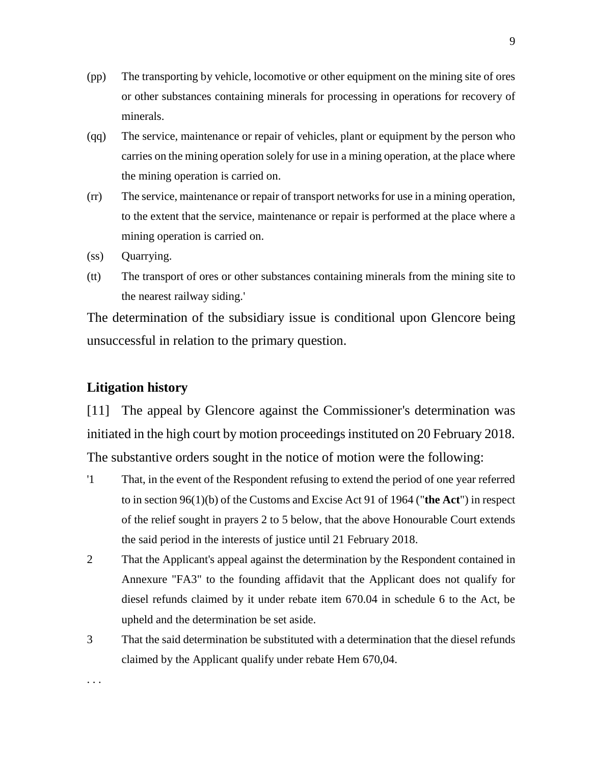(pp) The transporting by vehicle, locomotive or other equipment on the mining site of ores or other substances containing minerals for processing in operations for recovery of minerals.

(qq) The service, maintenance or repair of vehicles, plant or equipment by the person who carries on the mining operation solely for use in a mining operation, at the place where the mining operation is carried on.

(rr) The service, maintenance or repair of transport networks for use in a mining operation, to the extent that the service, maintenance or repair is performed at the place where a mining operation is carried on.

(ss) Quarrying.

(tt) The transport of ores or other substances containing minerals from the mining site to the nearest railway siding.'

The determination of the subsidiary issue is conditional upon Glencore being unsuccessful in relation to the primary question.

## Litigation history

[11] The appeal by Glencore against the Commissioner's determination was initiated in the high court by motion proceedings instituted on 20 February 2018. The substantive orders sought in the notice of motion were the following:

'1 That, in the event of the Respondent refusing to extend the period of one year referred to in section 96(1)(b) of the Customs and Excise Act 91 of 1964 ("**the Act**") in respect of the relief sought in prayers 2 to 5 below, that the above Honourable Court extends the said period in the interests of justice until 21 February 2018.

2 That the Applicant's appeal against the determination by the Respondent contained in Annexure "FA3" to the founding affidavit that the Applicant does not qualify for diesel refunds claimed by it under rebate item 670.04 in schedule 6 to the Act, be upheld and the determination be set aside.

3 That the said determination be substituted with a determination that the diesel refunds claimed by the Applicant qualify under rebate Hem 670,04.

. . .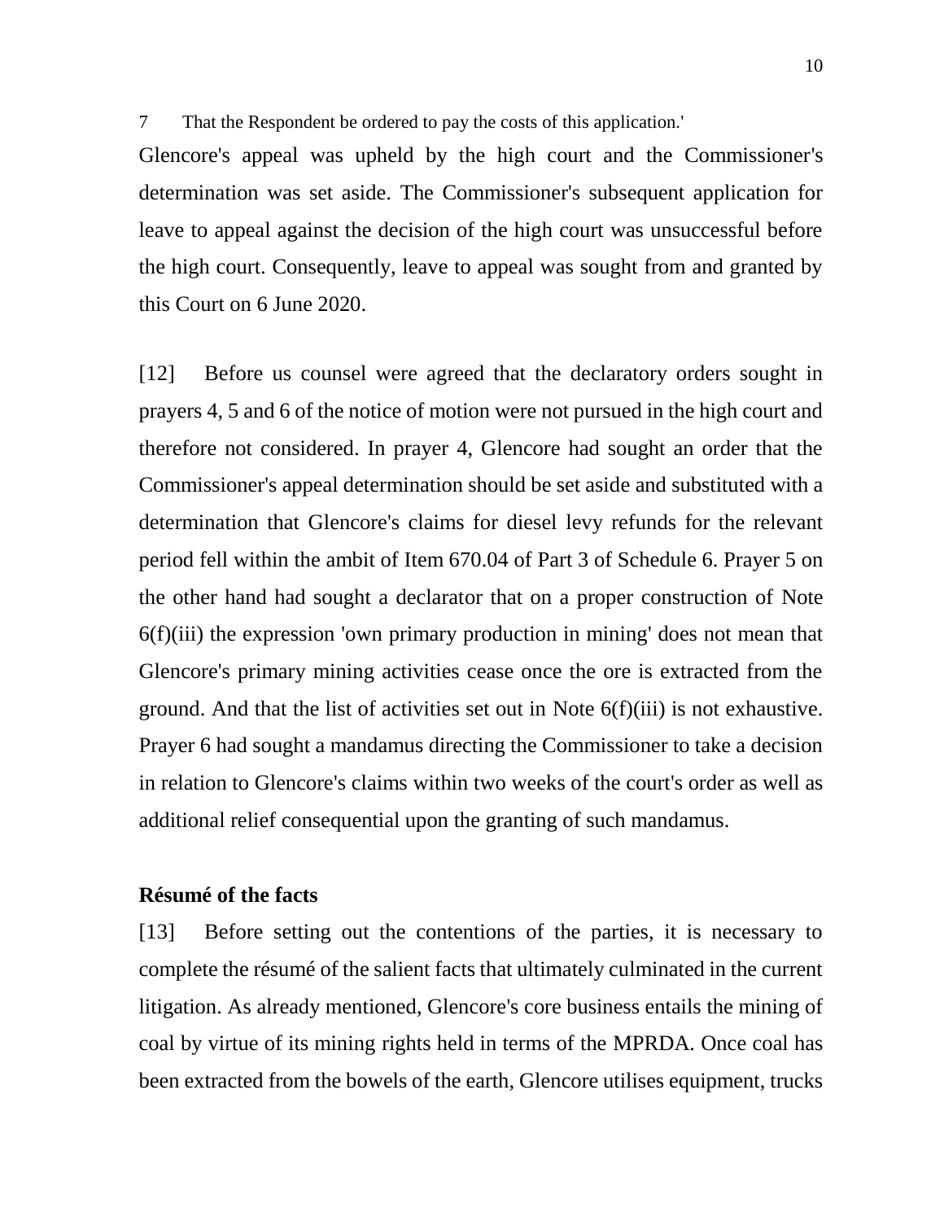7 That the Respondent be ordered to pay the costs of this application.'

Glencore's appeal was upheld by the high court and the Commissioner's determination was set aside. The Commissioner's subsequent application for leave to appeal against the decision of the high court was unsuccessful before the high court. Consequently, leave to appeal was sought from and granted by this Court on 6 June 2020.

[12] Before us counsel were agreed that the declaratory orders sought in prayers 4, 5 and 6 of the notice of motion were not pursued in the high court and therefore not considered. In prayer 4, Glencore had sought an order that the Commissioner's appeal determination should be set aside and substituted with a determination that Glencore's claims for diesel levy refunds for the relevant period fell within the ambit of Item 670.04 of Part 3 of Schedule 6. Prayer 5 on the other hand had sought a declarator that on a proper construction of Note 6(f)(iii) the expression 'own primary production in mining' does not mean that Glencore's primary mining activities cease once the ore is extracted from the ground. And that the list of activities set out in Note 6(f)(iii) is not exhaustive. Prayer 6 had sought a mandamus directing the Commissioner to take a decision in relation to Glencore's claims within two weeks of the court's order as well as additional relief consequential upon the granting of such mandamus.

**Résumé of the facts**

[13] Before setting out the contentions of the parties, it is necessary to complete the résumé of the salient facts that ultimately culminated in the current litigation. As already mentioned, Glencore's core business entails the mining of coal by virtue of its mining rights held in terms of the MPRDA. Once coal has been extracted from the bowels of the earth, Glencore utilises equipment, trucks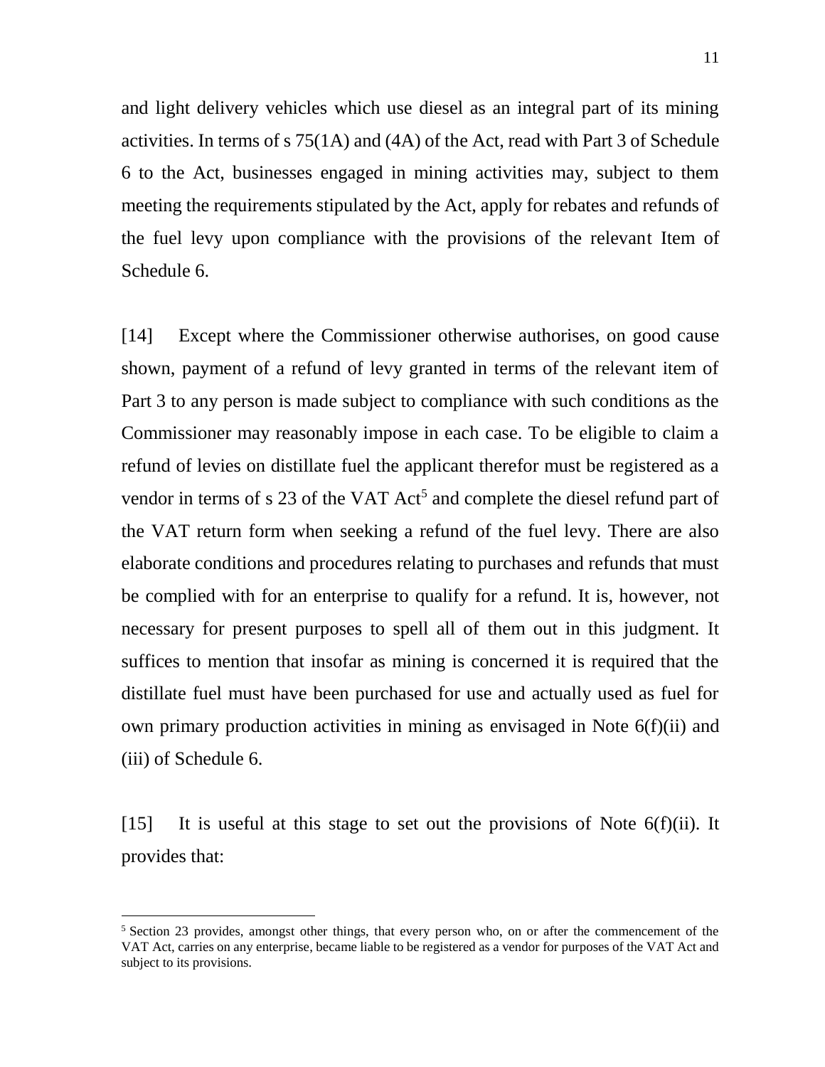and light delivery vehicles which use diesel as an integral part of its mining activities. In terms of s 75(1A) and (4A) of the Act, read with Part 3 of Schedule 6 to the Act, businesses engaged in mining activities may, subject to them meeting the requirements stipulated by the Act, apply for rebates and refunds of the fuel levy upon compliance with the provisions of the relevant Item of Schedule 6.

[14] Except where the Commissioner otherwise authorises, on good cause shown, payment of a refund of levy granted in terms of the relevant item of Part 3 to any person is made subject to compliance with such conditions as the Commissioner may reasonably impose in each case. To be eligible to claim a refund of levies on distillate fuel the applicant therefor must be registered as a vendor in terms of s 23 of the VAT Act[5] and complete the diesel refund part of the VAT return form when seeking a refund of the fuel levy. There are also elaborate conditions and procedures relating to purchases and refunds that must be complied with for an enterprise to qualify for a refund. It is, however, not necessary for present purposes to spell all of them out in this judgment. It suffices to mention that insofar as mining is concerned it is required that the distillate fuel must have been purchased for use and actually used as fuel for own primary production activities in mining as envisaged in Note 6(f)(ii) and (iii) of Schedule 6.

[15] It is useful at this stage to set out the provisions of Note 6(f)(ii). It provides that:

---

[5] Section 23 provides, amongst other things, that every person who, on or after the commencement of the VAT Act, carries on any enterprise, became liable to be registered as a vendor for purposes of the VAT Act and subject to its provisions.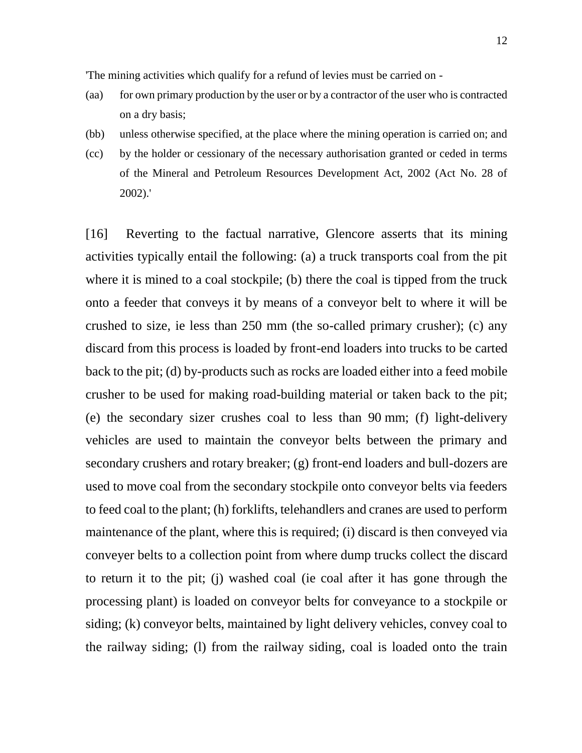'The mining activities which qualify for a refund of levies must be carried on -

(aa) for own primary production by the user or by a contractor of the user who is contracted on a dry basis;

(bb) unless otherwise specified, at the place where the mining operation is carried on; and

(cc) by the holder or cessionary of the necessary authorisation granted or ceded in terms of the Mineral and Petroleum Resources Development Act, 2002 (Act No. 28 of 2002).'

[16] Reverting to the factual narrative, Glencore asserts that its mining activities typically entail the following: (a) a truck transports coal from the pit where it is mined to a coal stockpile; (b) there the coal is tipped from the truck onto a feeder that conveys it by means of a conveyor belt to where it will be crushed to size, ie less than 250 mm (the so-called primary crusher); (c) any discard from this process is loaded by front-end loaders into trucks to be carted back to the pit; (d) by-products such as rocks are loaded either into a feed mobile crusher to be used for making road-building material or taken back to the pit; (e) the secondary sizer crushes coal to less than 90 mm; (f) light-delivery vehicles are used to maintain the conveyor belts between the primary and secondary crushers and rotary breaker; (g) front-end loaders and bull-dozers are used to move coal from the secondary stockpile onto conveyor belts via feeders to feed coal to the plant; (h) forklifts, telehandlers and cranes are used to perform maintenance of the plant, where this is required; (i) discard is then conveyed via conveyer belts to a collection point from where dump trucks collect the discard to return it to the pit; (j) washed coal (ie coal after it has gone through the processing plant) is loaded on conveyor belts for conveyance to a stockpile or siding; (k) conveyor belts, maintained by light delivery vehicles, convey coal to the railway siding; (l) from the railway siding, coal is loaded onto the train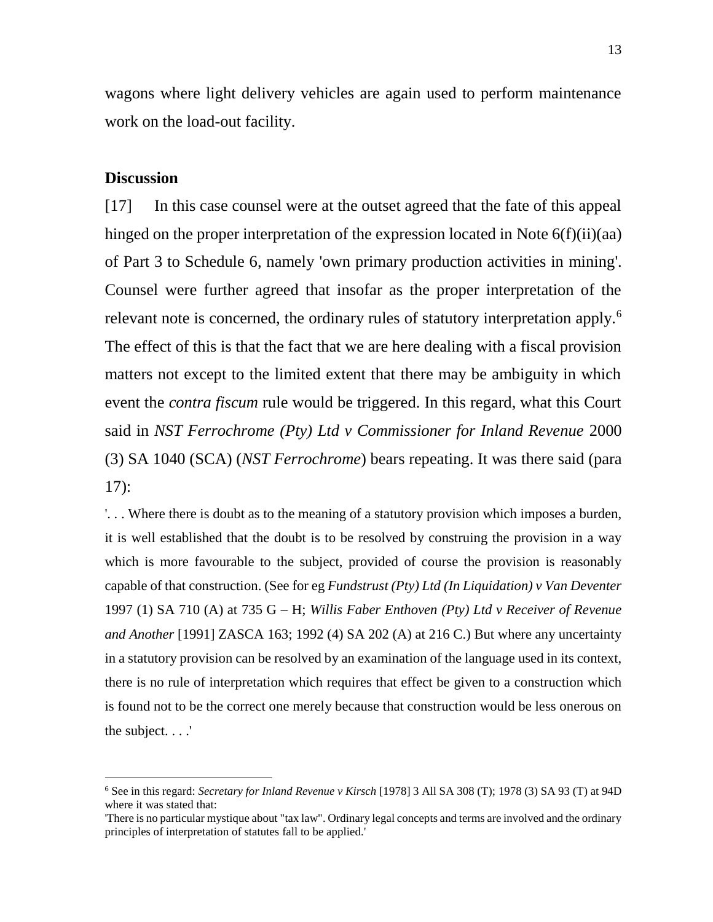wagons where light delivery vehicles are again used to perform maintenance work on the load-out facility.

## Discussion

[17] In this case counsel were at the outset agreed that the fate of this appeal hinged on the proper interpretation of the expression located in Note 6(f)(ii)(aa) of Part 3 to Schedule 6, namely 'own primary production activities in mining'. Counsel were further agreed that insofar as the proper interpretation of the relevant note is concerned, the ordinary rules of statutory interpretation apply.[6] The effect of this is that the fact that we are here dealing with a fiscal provision matters not except to the limited extent that there may be ambiguity in which event the *contra fiscum* rule would be triggered. In this regard, what this Court said in *NST Ferrochrome (Pty) Ltd v Commissioner for Inland Revenue* 2000 (3) SA 1040 (SCA) (*NST Ferrochrome*) bears repeating. It was there said (para 17):

'. . . Where there is doubt as to the meaning of a statutory provision which imposes a burden, it is well established that the doubt is to be resolved by construing the provision in a way which is more favourable to the subject, provided of course the provision is reasonably capable of that construction. (See for eg *Fundstrust (Pty) Ltd (In Liquidation) v Van Deventer* 1997 (1) SA 710 (A) at 735 G – H; *Willis Faber Enthoven (Pty) Ltd v Receiver of Revenue and Another* [1991] ZASCA 163; 1992 (4) SA 202 (A) at 216 C.) But where any uncertainty in a statutory provision can be resolved by an examination of the language used in its context, there is no rule of interpretation which requires that effect be given to a construction which is found not to be the correct one merely because that construction would be less onerous on the subject. . . .'

---

[6] See in this regard: *Secretary for Inland Revenue v Kirsch* [1978] 3 All SA 308 (T); 1978 (3) SA 93 (T) at 94D where it was stated that:

'There is no particular mystique about "tax law". Ordinary legal concepts and terms are involved and the ordinary principles of interpretation of statutes fall to be applied.'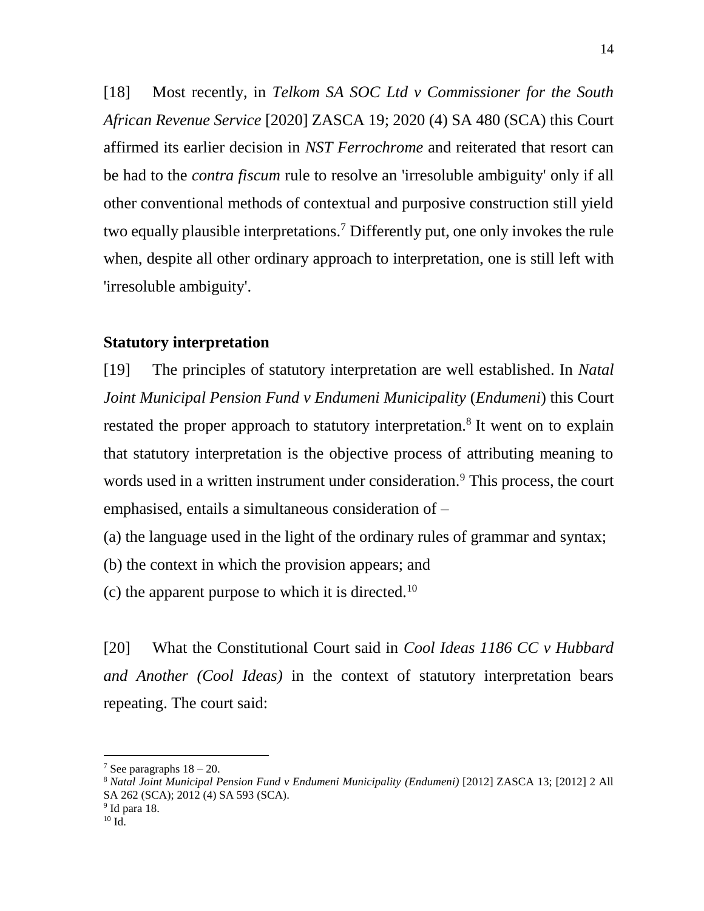[18] Most recently, in *Telkom SA SOC Ltd v Commissioner for the South African Revenue Service* [2020] ZASCA 19; 2020 (4) SA 480 (SCA) this Court affirmed its earlier decision in *NST Ferrochrome* and reiterated that resort can be had to the *contra fiscum* rule to resolve an 'irresoluble ambiguity' only if all other conventional methods of contextual and purposive construction still yield two equally plausible interpretations.[7] Differently put, one only invokes the rule when, despite all other ordinary approach to interpretation, one is still left with 'irresoluble ambiguity'.

**Statutory interpretation**

[19] The principles of statutory interpretation are well established. In *Natal Joint Municipal Pension Fund v Endumeni Municipality* (*Endumeni*) this Court restated the proper approach to statutory interpretation.[8] It went on to explain that statutory interpretation is the objective process of attributing meaning to words used in a written instrument under consideration.[9] This process, the court emphasised, entails a simultaneous consideration of –

(a) the language used in the light of the ordinary rules of grammar and syntax;

(b) the context in which the provision appears; and

(c) the apparent purpose to which it is directed.[10]

[20] What the Constitutional Court said in *Cool Ideas 1186 CC v Hubbard and Another (Cool Ideas)* in the context of statutory interpretation bears repeating. The court said:

---

[7] See paragraphs 18 – 20.

[8] *Natal Joint Municipal Pension Fund v Endumeni Municipality (Endumeni)* [2012] ZASCA 13; [2012] 2 All SA 262 (SCA); 2012 (4) SA 593 (SCA).

[9] Id para 18.

[10] Id.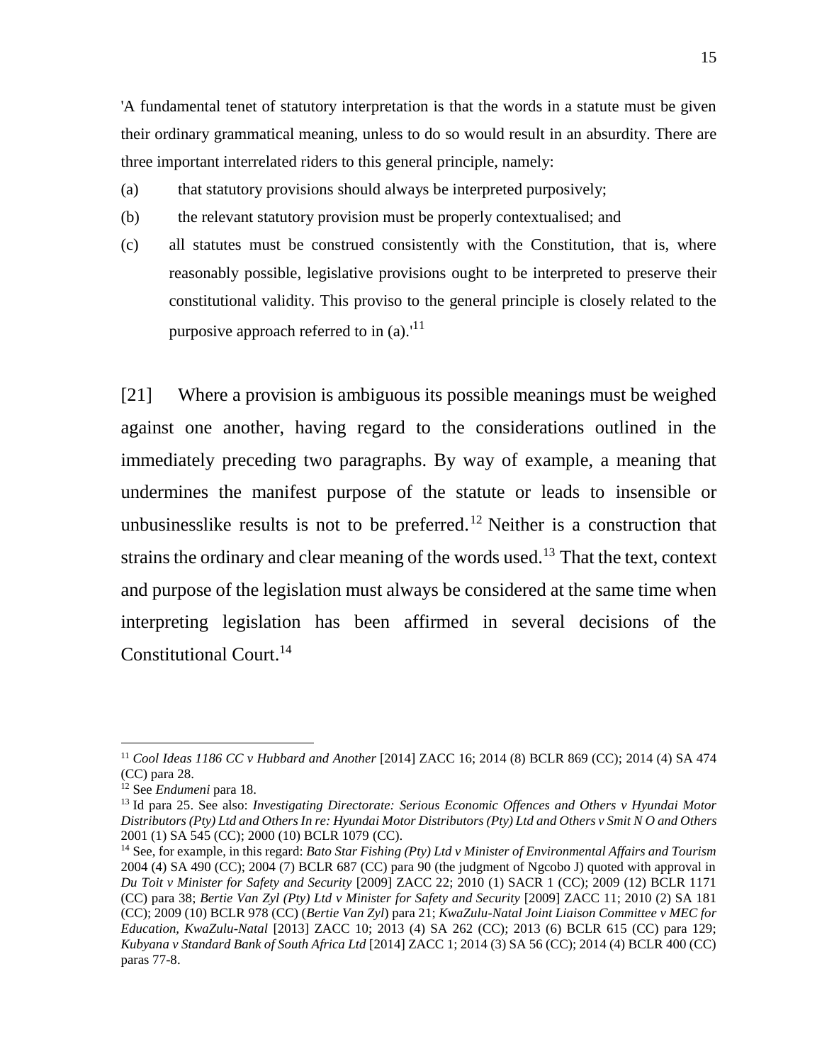'A fundamental tenet of statutory interpretation is that the words in a statute must be given their ordinary grammatical meaning, unless to do so would result in an absurdity. There are three important interrelated riders to this general principle, namely:

(a) that statutory provisions should always be interpreted purposively;

(b) the relevant statutory provision must be properly contextualised; and

(c) all statutes must be construed consistently with the Constitution, that is, where reasonably possible, legislative provisions ought to be interpreted to preserve their constitutional validity. This proviso to the general principle is closely related to the purposive approach referred to in (a).'[11]

[21] Where a provision is ambiguous its possible meanings must be weighed against one another, having regard to the considerations outlined in the immediately preceding two paragraphs. By way of example, a meaning that undermines the manifest purpose of the statute or leads to insensible or unbusinesslike results is not to be preferred.[12] Neither is a construction that strains the ordinary and clear meaning of the words used.[13] That the text, context and purpose of the legislation must always be considered at the same time when interpreting legislation has been affirmed in several decisions of the Constitutional Court.[14]

---

[11] *Cool Ideas 1186 CC v Hubbard and Another* [2014] ZACC 16; 2014 (8) BCLR 869 (CC); 2014 (4) SA 474 (CC) para 28.

[12] See *Endumeni* para 18.

[13] Id para 25. See also: *Investigating Directorate: Serious Economic Offences and Others v Hyundai Motor Distributors (Pty) Ltd and Others In re: Hyundai Motor Distributors (Pty) Ltd and Others v Smit N O and Others* 2001 (1) SA 545 (CC); 2000 (10) BCLR 1079 (CC).

[14] See, for example, in this regard: *Bato Star Fishing (Pty) Ltd v Minister of Environmental Affairs and Tourism* 2004 (4) SA 490 (CC); 2004 (7) BCLR 687 (CC) para 90 (the judgment of Ngcobo J) quoted with approval in *Du Toit v Minister for Safety and Security* [2009] ZACC 22; 2010 (1) SACR 1 (CC); 2009 (12) BCLR 1171 (CC) para 38; *Bertie Van Zyl (Pty) Ltd v Minister for Safety and Security* [2009] ZACC 11; 2010 (2) SA 181 (CC); 2009 (10) BCLR 978 (CC) (*Bertie Van Zyl*) para 21; *KwaZulu-Natal Joint Liaison Committee v MEC for Education, KwaZulu-Natal* [2013] ZACC 10; 2013 (4) SA 262 (CC); 2013 (6) BCLR 615 (CC) para 129; *Kubyana v Standard Bank of South Africa Ltd* [2014] ZACC 1; 2014 (3) SA 56 (CC); 2014 (4) BCLR 400 (CC) paras 77-8.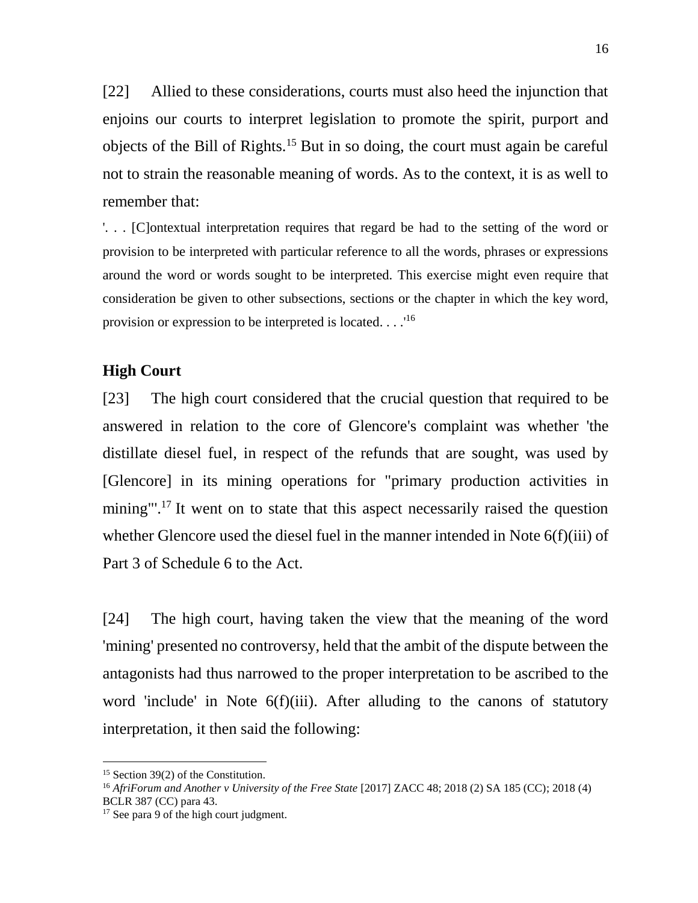[22] Allied to these considerations, courts must also heed the injunction that enjoins our courts to interpret legislation to promote the spirit, purport and objects of the Bill of Rights.[15] But in so doing, the court must again be careful not to strain the reasonable meaning of words. As to the context, it is as well to remember that:

> '. . . [C]ontextual interpretation requires that regard be had to the setting of the word or provision to be interpreted with particular reference to all the words, phrases or expressions around the word or words sought to be interpreted. This exercise might even require that consideration be given to other subsections, sections or the chapter in which the key word, provision or expression to be interpreted is located. . . .'[16]

**High Court**

[23] The high court considered that the crucial question that required to be answered in relation to the core of Glencore's complaint was whether 'the distillate diesel fuel, in respect of the refunds that are sought, was used by [Glencore] in its mining operations for "primary production activities in mining"'.[17] It went on to state that this aspect necessarily raised the question whether Glencore used the diesel fuel in the manner intended in Note 6(f)(iii) of Part 3 of Schedule 6 to the Act.

[24] The high court, having taken the view that the meaning of the word 'mining' presented no controversy, held that the ambit of the dispute between the antagonists had thus narrowed to the proper interpretation to be ascribed to the word 'include' in Note 6(f)(iii). After alluding to the canons of statutory interpretation, it then said the following:

---

[15] Section 39(2) of the Constitution.

[16] *AfriForum and Another v University of the Free State* [2017] ZACC 48; 2018 (2) SA 185 (CC); 2018 (4) BCLR 387 (CC) para 43.

[17] See para 9 of the high court judgment.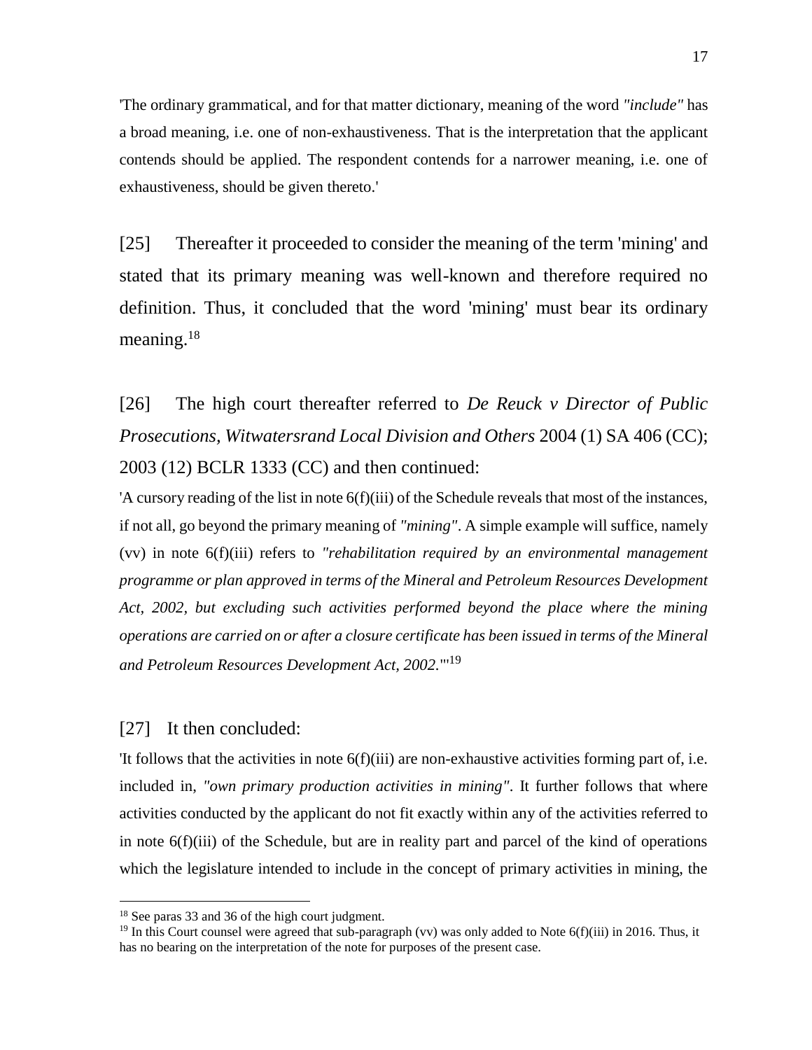'The ordinary grammatical, and for that matter dictionary, meaning of the word *"include"* has a broad meaning, i.e. one of non-exhaustiveness. That is the interpretation that the applicant contends should be applied. The respondent contends for a narrower meaning, i.e. one of exhaustiveness, should be given thereto.'

[25] Thereafter it proceeded to consider the meaning of the term 'mining' and stated that its primary meaning was well-known and therefore required no definition. Thus, it concluded that the word 'mining' must bear its ordinary meaning.[18]

[26] The high court thereafter referred to *De Reuck v Director of Public Prosecutions, Witwatersrand Local Division and Others* 2004 (1) SA 406 (CC); 2003 (12) BCLR 1333 (CC) and then continued:

'A cursory reading of the list in note 6(f)(iii) of the Schedule reveals that most of the instances, if not all, go beyond the primary meaning of *"mining"*. A simple example will suffice, namely (vv) in note 6(f)(iii) refers to *"rehabilitation required by an environmental management programme or plan approved in terms of the Mineral and Petroleum Resources Development Act, 2002, but excluding such activities performed beyond the place where the mining operations are carried on or after a closure certificate has been issued in terms of the Mineral and Petroleum Resources Development Act, 2002."*'[19]

[27] It then concluded:

'It follows that the activities in note 6(f)(iii) are non-exhaustive activities forming part of, i.e. included in, *"own primary production activities in mining"*. It further follows that where activities conducted by the applicant do not fit exactly within any of the activities referred to in note 6(f)(iii) of the Schedule, but are in reality part and parcel of the kind of operations which the legislature intended to include in the concept of primary activities in mining, the

[18] See paras 33 and 36 of the high court judgment.

[19] In this Court counsel were agreed that sub-paragraph (vv) was only added to Note 6(f)(iii) in 2016. Thus, it has no bearing on the interpretation of the note for purposes of the present case.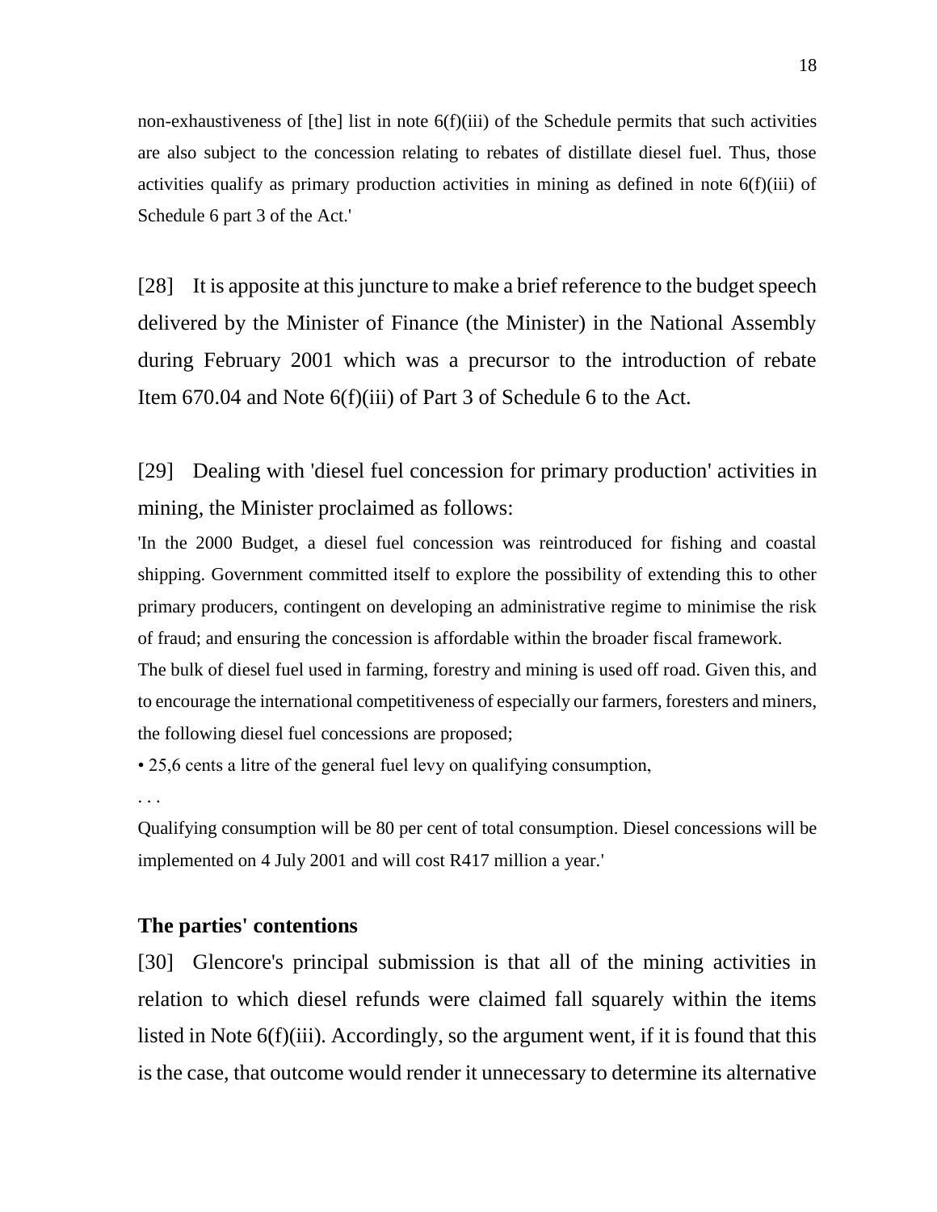non-exhaustiveness of [the] list in note 6(f)(iii) of the Schedule permits that such activities are also subject to the concession relating to rebates of distillate diesel fuel. Thus, those activities qualify as primary production activities in mining as defined in note 6(f)(iii) of Schedule 6 part 3 of the Act.'

[28] It is apposite at this juncture to make a brief reference to the budget speech delivered by the Minister of Finance (the Minister) in the National Assembly during February 2001 which was a precursor to the introduction of rebate Item 670.04 and Note 6(f)(iii) of Part 3 of Schedule 6 to the Act.

[29] Dealing with 'diesel fuel concession for primary production' activities in mining, the Minister proclaimed as follows:

'In the 2000 Budget, a diesel fuel concession was reintroduced for fishing and coastal shipping. Government committed itself to explore the possibility of extending this to other primary producers, contingent on developing an administrative regime to minimise the risk of fraud; and ensuring the concession is affordable within the broader fiscal framework.

The bulk of diesel fuel used in farming, forestry and mining is used off road. Given this, and to encourage the international competitiveness of especially our farmers, foresters and miners, the following diesel fuel concessions are proposed;

• 25,6 cents a litre of the general fuel levy on qualifying consumption,

. . .

Qualifying consumption will be 80 per cent of total consumption. Diesel concessions will be implemented on 4 July 2001 and will cost R417 million a year.'

### The parties' contentions

[30] Glencore's principal submission is that all of the mining activities in relation to which diesel refunds were claimed fall squarely within the items listed in Note 6(f)(iii). Accordingly, so the argument went, if it is found that this is the case, that outcome would render it unnecessary to determine its alternative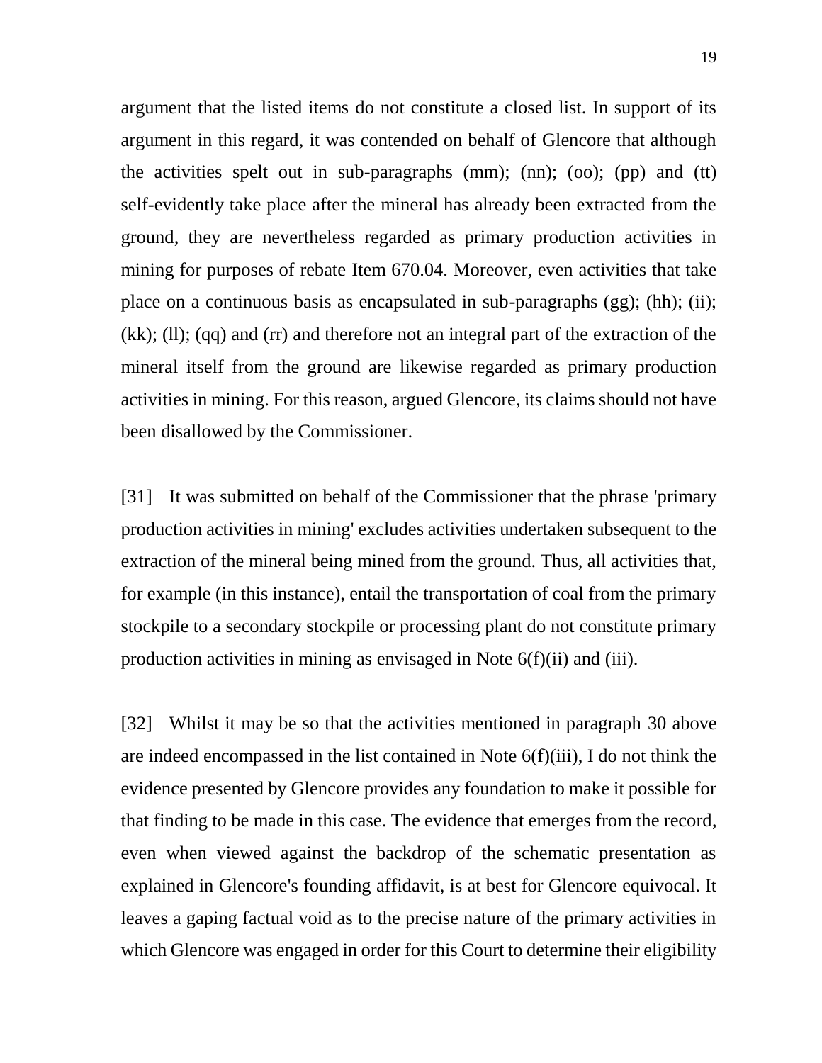argument that the listed items do not constitute a closed list. In support of its argument in this regard, it was contended on behalf of Glencore that although the activities spelt out in sub-paragraphs (mm); (nn); (oo); (pp) and (tt) self-evidently take place after the mineral has already been extracted from the ground, they are nevertheless regarded as primary production activities in mining for purposes of rebate Item 670.04. Moreover, even activities that take place on a continuous basis as encapsulated in sub-paragraphs (gg); (hh); (ii); (kk); (ll); (qq) and (rr) and therefore not an integral part of the extraction of the mineral itself from the ground are likewise regarded as primary production activities in mining. For this reason, argued Glencore, its claims should not have been disallowed by the Commissioner.

[31] It was submitted on behalf of the Commissioner that the phrase 'primary production activities in mining' excludes activities undertaken subsequent to the extraction of the mineral being mined from the ground. Thus, all activities that, for example (in this instance), entail the transportation of coal from the primary stockpile to a secondary stockpile or processing plant do not constitute primary production activities in mining as envisaged in Note 6(f)(ii) and (iii).

[32] Whilst it may be so that the activities mentioned in paragraph 30 above are indeed encompassed in the list contained in Note 6(f)(iii), I do not think the evidence presented by Glencore provides any foundation to make it possible for that finding to be made in this case. The evidence that emerges from the record, even when viewed against the backdrop of the schematic presentation as explained in Glencore's founding affidavit, is at best for Glencore equivocal. It leaves a gaping factual void as to the precise nature of the primary activities in which Glencore was engaged in order for this Court to determine their eligibility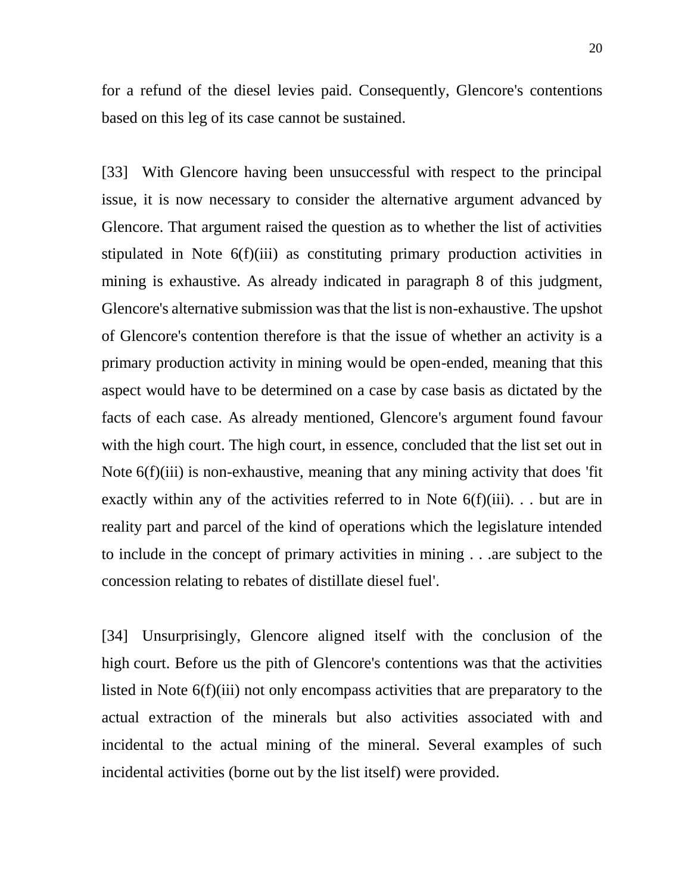for a refund of the diesel levies paid. Consequently, Glencore's contentions based on this leg of its case cannot be sustained.

[33] With Glencore having been unsuccessful with respect to the principal issue, it is now necessary to consider the alternative argument advanced by Glencore. That argument raised the question as to whether the list of activities stipulated in Note 6(f)(iii) as constituting primary production activities in mining is exhaustive. As already indicated in paragraph 8 of this judgment, Glencore's alternative submission was that the list is non-exhaustive. The upshot of Glencore's contention therefore is that the issue of whether an activity is a primary production activity in mining would be open-ended, meaning that this aspect would have to be determined on a case by case basis as dictated by the facts of each case. As already mentioned, Glencore's argument found favour with the high court. The high court, in essence, concluded that the list set out in Note 6(f)(iii) is non-exhaustive, meaning that any mining activity that does 'fit exactly within any of the activities referred to in Note 6(f)(iii). . . but are in reality part and parcel of the kind of operations which the legislature intended to include in the concept of primary activities in mining . . .are subject to the concession relating to rebates of distillate diesel fuel'.

[34] Unsurprisingly, Glencore aligned itself with the conclusion of the high court. Before us the pith of Glencore's contentions was that the activities listed in Note 6(f)(iii) not only encompass activities that are preparatory to the actual extraction of the minerals but also activities associated with and incidental to the actual mining of the mineral. Several examples of such incidental activities (borne out by the list itself) were provided.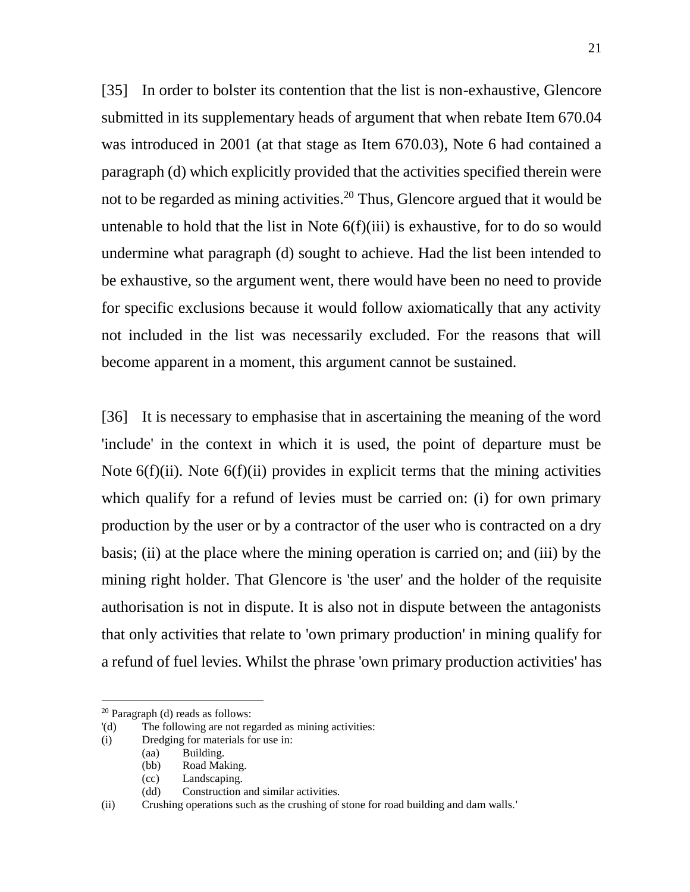[35] In order to bolster its contention that the list is non-exhaustive, Glencore submitted in its supplementary heads of argument that when rebate Item 670.04 was introduced in 2001 (at that stage as Item 670.03), Note 6 had contained a paragraph (d) which explicitly provided that the activities specified therein were not to be regarded as mining activities.[20] Thus, Glencore argued that it would be untenable to hold that the list in Note 6(f)(iii) is exhaustive, for to do so would undermine what paragraph (d) sought to achieve. Had the list been intended to be exhaustive, so the argument went, there would have been no need to provide for specific exclusions because it would follow axiomatically that any activity not included in the list was necessarily excluded. For the reasons that will become apparent in a moment, this argument cannot be sustained.

[36] It is necessary to emphasise that in ascertaining the meaning of the word 'include' in the context in which it is used, the point of departure must be Note 6(f)(ii). Note 6(f)(ii) provides in explicit terms that the mining activities which qualify for a refund of levies must be carried on: (i) for own primary production by the user or by a contractor of the user who is contracted on a dry basis; (ii) at the place where the mining operation is carried on; and (iii) by the mining right holder. That Glencore is 'the user' and the holder of the requisite authorisation is not in dispute. It is also not in dispute between the antagonists that only activities that relate to 'own primary production' in mining qualify for a refund of fuel levies. Whilst the phrase 'own primary production activities' has

---

[20] Paragraph (d) reads as follows:

'(d) The following are not regarded as mining activities:

(i) Dredging for materials for use in:

  (aa) Building.

  (bb) Road Making.

  (cc) Landscaping.

  (dd) Construction and similar activities.

(ii) Crushing operations such as the crushing of stone for road building and dam walls.'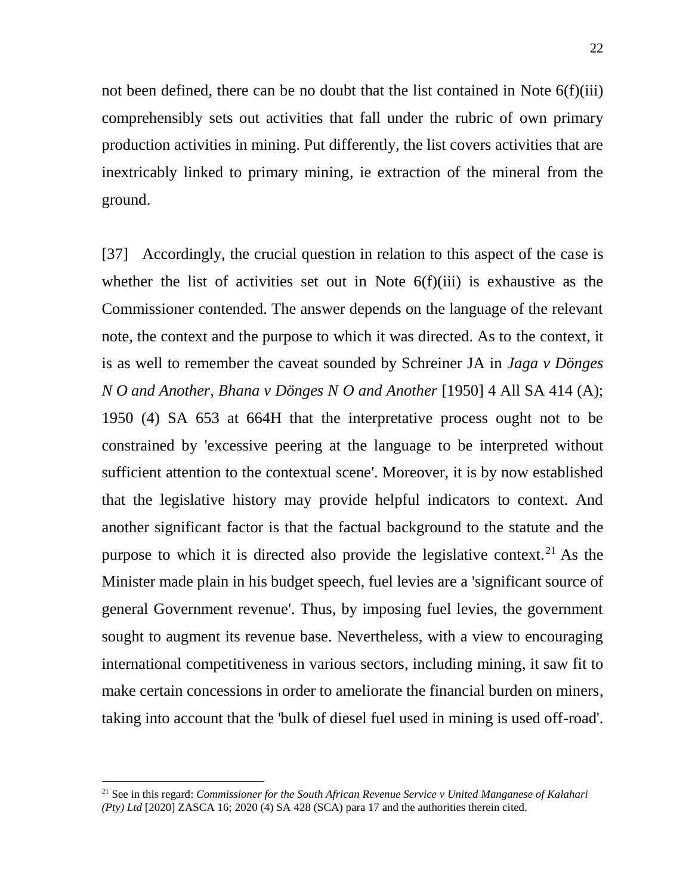not been defined, there can be no doubt that the list contained in Note 6(f)(iii) comprehensibly sets out activities that fall under the rubric of own primary production activities in mining. Put differently, the list covers activities that are inextricably linked to primary mining, ie extraction of the mineral from the ground.

[37] Accordingly, the crucial question in relation to this aspect of the case is whether the list of activities set out in Note 6(f)(iii) is exhaustive as the Commissioner contended. The answer depends on the language of the relevant note, the context and the purpose to which it was directed. As to the context, it is as well to remember the caveat sounded by Schreiner JA in *Jaga v Dönges N O and Another, Bhana v Dönges N O and Another* [1950] 4 All SA 414 (A); 1950 (4) SA 653 at 664H that the interpretative process ought not to be constrained by 'excessive peering at the language to be interpreted without sufficient attention to the contextual scene'. Moreover, it is by now established that the legislative history may provide helpful indicators to context. And another significant factor is that the factual background to the statute and the purpose to which it is directed also provide the legislative context.[21] As the Minister made plain in his budget speech, fuel levies are a 'significant source of general Government revenue'. Thus, by imposing fuel levies, the government sought to augment its revenue base. Nevertheless, with a view to encouraging international competitiveness in various sectors, including mining, it saw fit to make certain concessions in order to ameliorate the financial burden on miners, taking into account that the 'bulk of diesel fuel used in mining is used off-road'.

---

[21] See in this regard: *Commissioner for the South African Revenue Service v United Manganese of Kalahari (Pty) Ltd* [2020] ZASCA 16; 2020 (4) SA 428 (SCA) para 17 and the authorities therein cited.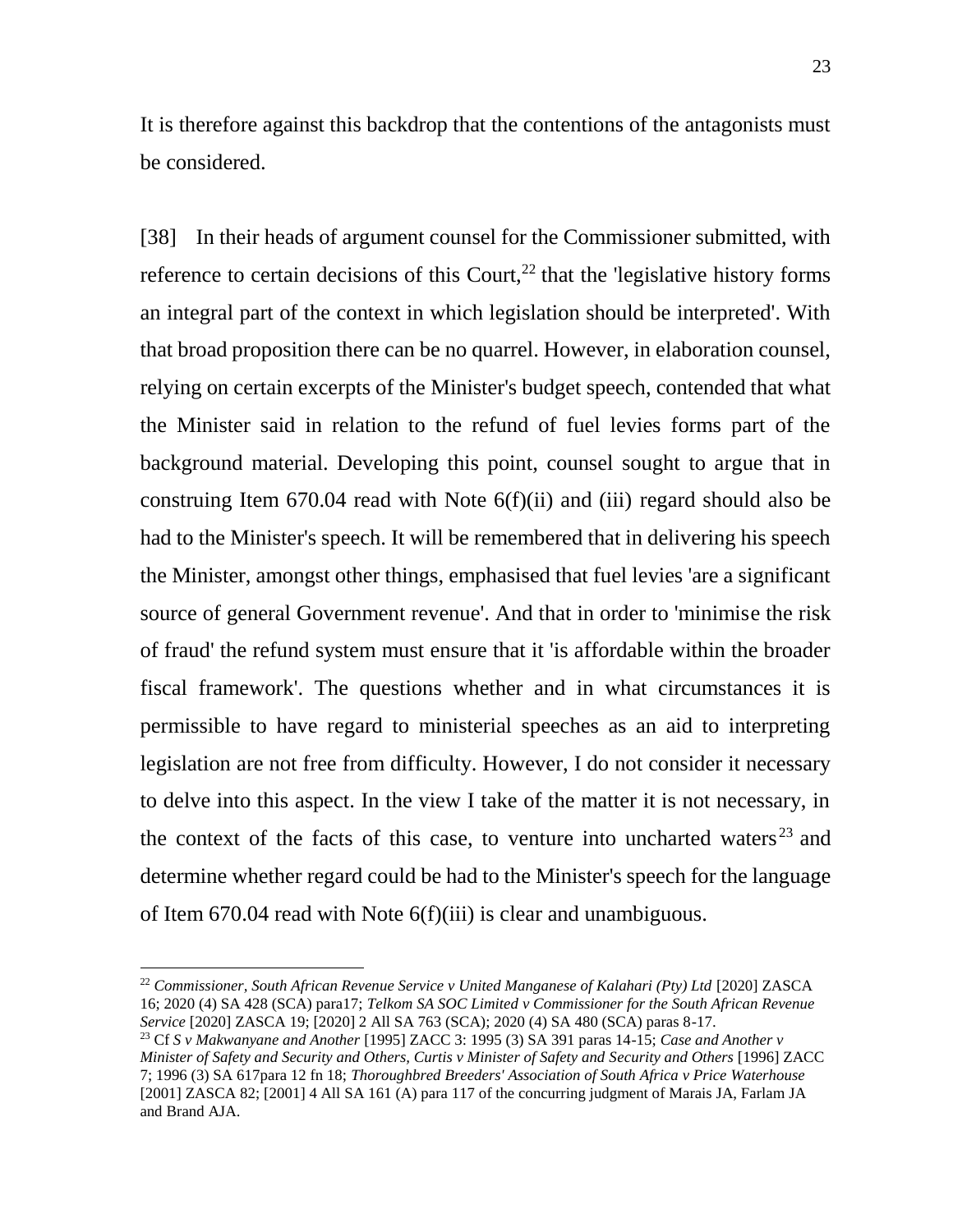It is therefore against this backdrop that the contentions of the antagonists must be considered.

[38] In their heads of argument counsel for the Commissioner submitted, with reference to certain decisions of this Court,[22] that the 'legislative history forms an integral part of the context in which legislation should be interpreted'. With that broad proposition there can be no quarrel. However, in elaboration counsel, relying on certain excerpts of the Minister's budget speech, contended that what the Minister said in relation to the refund of fuel levies forms part of the background material. Developing this point, counsel sought to argue that in construing Item 670.04 read with Note 6(f)(ii) and (iii) regard should also be had to the Minister's speech. It will be remembered that in delivering his speech the Minister, amongst other things, emphasised that fuel levies 'are a significant source of general Government revenue'. And that in order to 'minimise the risk of fraud' the refund system must ensure that it 'is affordable within the broader fiscal framework'. The questions whether and in what circumstances it is permissible to have regard to ministerial speeches as an aid to interpreting legislation are not free from difficulty. However, I do not consider it necessary to delve into this aspect. In the view I take of the matter it is not necessary, in the context of the facts of this case, to venture into uncharted waters[23] and determine whether regard could be had to the Minister's speech for the language of Item 670.04 read with Note 6(f)(iii) is clear and unambiguous.

---

[22] *Commissioner, South African Revenue Service v United Manganese of Kalahari (Pty) Ltd* [2020] ZASCA 16; 2020 (4) SA 428 (SCA) para17; *Telkom SA SOC Limited v Commissioner for the South African Revenue Service* [2020] ZASCA 19; [2020] 2 All SA 763 (SCA); 2020 (4) SA 480 (SCA) paras 8-17.

[23] Cf *S v Makwanyane and Another* [1995] ZACC 3: 1995 (3) SA 391 paras 14-15; *Case and Another v Minister of Safety and Security and Others, Curtis v Minister of Safety and Security and Others* [1996] ZACC 7; 1996 (3) SA 617para 12 fn 18; *Thoroughbred Breeders' Association of South Africa v Price Waterhouse* [2001] ZASCA 82; [2001] 4 All SA 161 (A) para 117 of the concurring judgment of Marais JA, Farlam JA and Brand AJA.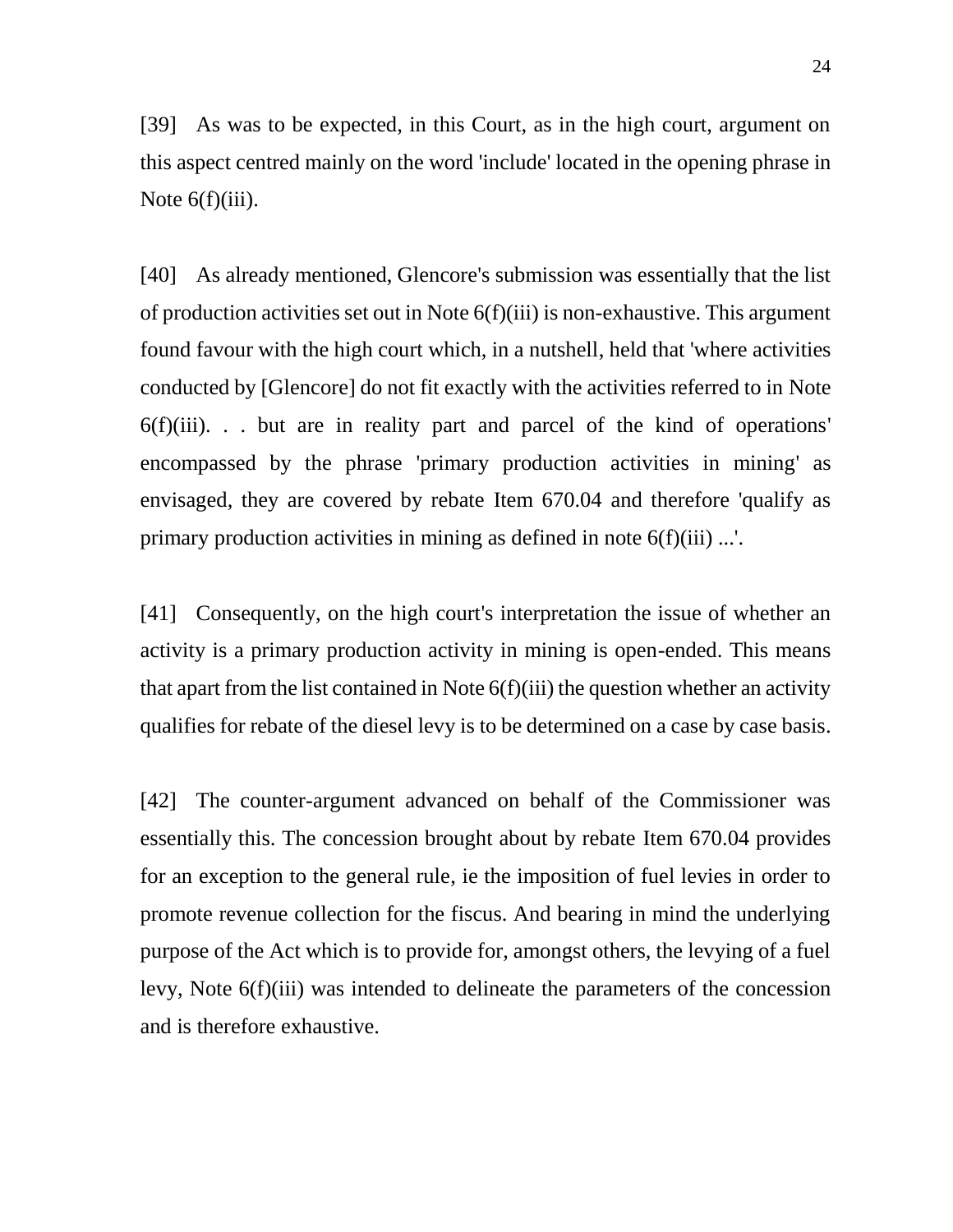[39] As was to be expected, in this Court, as in the high court, argument on this aspect centred mainly on the word 'include' located in the opening phrase in Note 6(f)(iii).

[40] As already mentioned, Glencore's submission was essentially that the list of production activities set out in Note 6(f)(iii) is non-exhaustive. This argument found favour with the high court which, in a nutshell, held that 'where activities conducted by [Glencore] do not fit exactly with the activities referred to in Note 6(f)(iii). . . but are in reality part and parcel of the kind of operations' encompassed by the phrase 'primary production activities in mining' as envisaged, they are covered by rebate Item 670.04 and therefore 'qualify as primary production activities in mining as defined in note 6(f)(iii) ...'.

[41] Consequently, on the high court's interpretation the issue of whether an activity is a primary production activity in mining is open-ended. This means that apart from the list contained in Note 6(f)(iii) the question whether an activity qualifies for rebate of the diesel levy is to be determined on a case by case basis.

[42] The counter-argument advanced on behalf of the Commissioner was essentially this. The concession brought about by rebate Item 670.04 provides for an exception to the general rule, ie the imposition of fuel levies in order to promote revenue collection for the fiscus. And bearing in mind the underlying purpose of the Act which is to provide for, amongst others, the levying of a fuel levy, Note 6(f)(iii) was intended to delineate the parameters of the concession and is therefore exhaustive.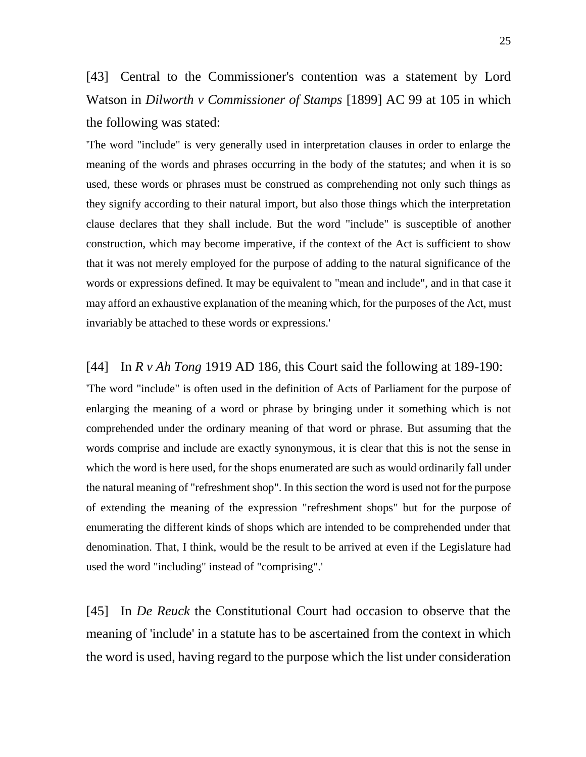[43] Central to the Commissioner's contention was a statement by Lord Watson in *Dilworth v Commissioner of Stamps* [1899] AC 99 at 105 in which the following was stated:

> 'The word "include" is very generally used in interpretation clauses in order to enlarge the meaning of the words and phrases occurring in the body of the statutes; and when it is so used, these words or phrases must be construed as comprehending not only such things as they signify according to their natural import, but also those things which the interpretation clause declares that they shall include. But the word "include" is susceptible of another construction, which may become imperative, if the context of the Act is sufficient to show that it was not merely employed for the purpose of adding to the natural significance of the words or expressions defined. It may be equivalent to "mean and include", and in that case it may afford an exhaustive explanation of the meaning which, for the purposes of the Act, must invariably be attached to these words or expressions.'

[44] In *R v Ah Tong* 1919 AD 186, this Court said the following at 189-190:

> 'The word "include" is often used in the definition of Acts of Parliament for the purpose of enlarging the meaning of a word or phrase by bringing under it something which is not comprehended under the ordinary meaning of that word or phrase. But assuming that the words comprise and include are exactly synonymous, it is clear that this is not the sense in which the word is here used, for the shops enumerated are such as would ordinarily fall under the natural meaning of "refreshment shop". In this section the word is used not for the purpose of extending the meaning of the expression "refreshment shops" but for the purpose of enumerating the different kinds of shops which are intended to be comprehended under that denomination. That, I think, would be the result to be arrived at even if the Legislature had used the word "including" instead of "comprising".'

[45] In *De Reuck* the Constitutional Court had occasion to observe that the meaning of 'include' in a statute has to be ascertained from the context in which the word is used, having regard to the purpose which the list under consideration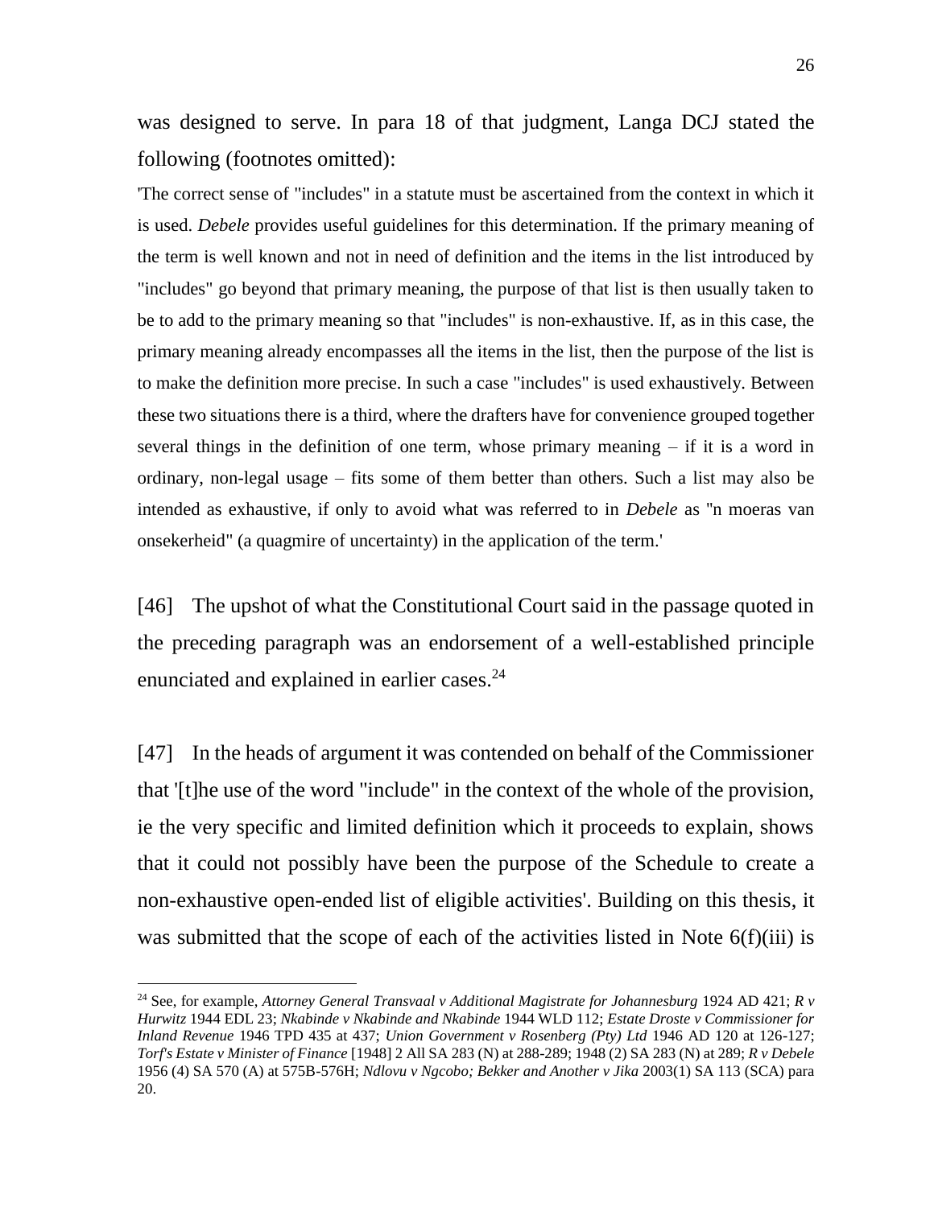was designed to serve. In para 18 of that judgment, Langa DCJ stated the following (footnotes omitted):

'The correct sense of "includes" in a statute must be ascertained from the context in which it is used. *Debele* provides useful guidelines for this determination. If the primary meaning of the term is well known and not in need of definition and the items in the list introduced by "includes" go beyond that primary meaning, the purpose of that list is then usually taken to be to add to the primary meaning so that "includes" is non-exhaustive. If, as in this case, the primary meaning already encompasses all the items in the list, then the purpose of the list is to make the definition more precise. In such a case "includes" is used exhaustively. Between these two situations there is a third, where the drafters have for convenience grouped together several things in the definition of one term, whose primary meaning – if it is a word in ordinary, non-legal usage – fits some of them better than others. Such a list may also be intended as exhaustive, if only to avoid what was referred to in *Debele* as "n moeras van onsekerheid" (a quagmire of uncertainty) in the application of the term.'

[46] The upshot of what the Constitutional Court said in the passage quoted in the preceding paragraph was an endorsement of a well-established principle enunciated and explained in earlier cases.[24]

[47] In the heads of argument it was contended on behalf of the Commissioner that '[t]he use of the word "include" in the context of the whole of the provision, ie the very specific and limited definition which it proceeds to explain, shows that it could not possibly have been the purpose of the Schedule to create a non-exhaustive open-ended list of eligible activities'. Building on this thesis, it was submitted that the scope of each of the activities listed in Note 6(f)(iii) is

---

[24] See, for example, *Attorney General Transvaal v Additional Magistrate for Johannesburg* 1924 AD 421; *R v Hurwitz* 1944 EDL 23; *Nkabinde v Nkabinde and Nkabinde* 1944 WLD 112; *Estate Droste v Commissioner for Inland Revenue* 1946 TPD 435 at 437; *Union Government v Rosenberg (Pty) Ltd* 1946 AD 120 at 126-127; *Torf's Estate v Minister of Finance* [1948] 2 All SA 283 (N) at 288-289; 1948 (2) SA 283 (N) at 289; *R v Debele* 1956 (4) SA 570 (A) at 575B-576H; *Ndlovu v Ngcobo; Bekker and Another v Jika* 2003(1) SA 113 (SCA) para 20.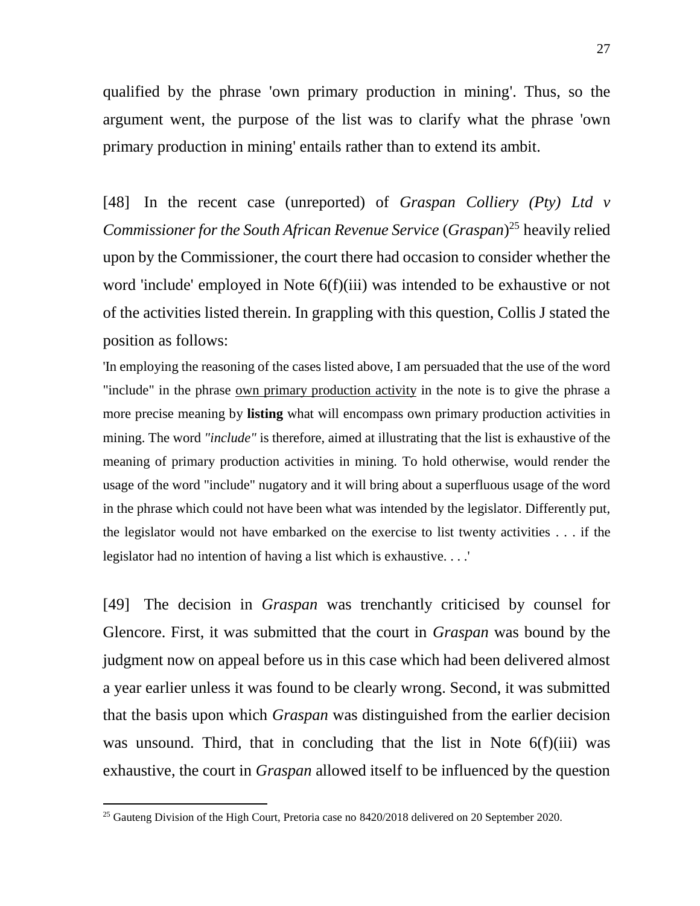qualified by the phrase 'own primary production in mining'. Thus, so the argument went, the purpose of the list was to clarify what the phrase 'own primary production in mining' entails rather than to extend its ambit.

[48] In the recent case (unreported) of *Graspan Colliery (Pty) Ltd v Commissioner for the South African Revenue Service* (*Graspan*)[25] heavily relied upon by the Commissioner, the court there had occasion to consider whether the word 'include' employed in Note 6(f)(iii) was intended to be exhaustive or not of the activities listed therein. In grappling with this question, Collis J stated the position as follows:

'In employing the reasoning of the cases listed above, I am persuaded that the use of the word "include" in the phrase <u>own primary production activity</u> in the note is to give the phrase a more precise meaning by **listing** what will encompass own primary production activities in mining. The word *"include"* is therefore, aimed at illustrating that the list is exhaustive of the meaning of primary production activities in mining. To hold otherwise, would render the usage of the word "include" nugatory and it will bring about a superfluous usage of the word in the phrase which could not have been what was intended by the legislator. Differently put, the legislator would not have embarked on the exercise to list twenty activities . . . if the legislator had no intention of having a list which is exhaustive. . . .'

[49] The decision in *Graspan* was trenchantly criticised by counsel for Glencore. First, it was submitted that the court in *Graspan* was bound by the judgment now on appeal before us in this case which had been delivered almost a year earlier unless it was found to be clearly wrong. Second, it was submitted that the basis upon which *Graspan* was distinguished from the earlier decision was unsound. Third, that in concluding that the list in Note 6(f)(iii) was exhaustive, the court in *Graspan* allowed itself to be influenced by the question

[25] Gauteng Division of the High Court, Pretoria case no 8420/2018 delivered on 20 September 2020.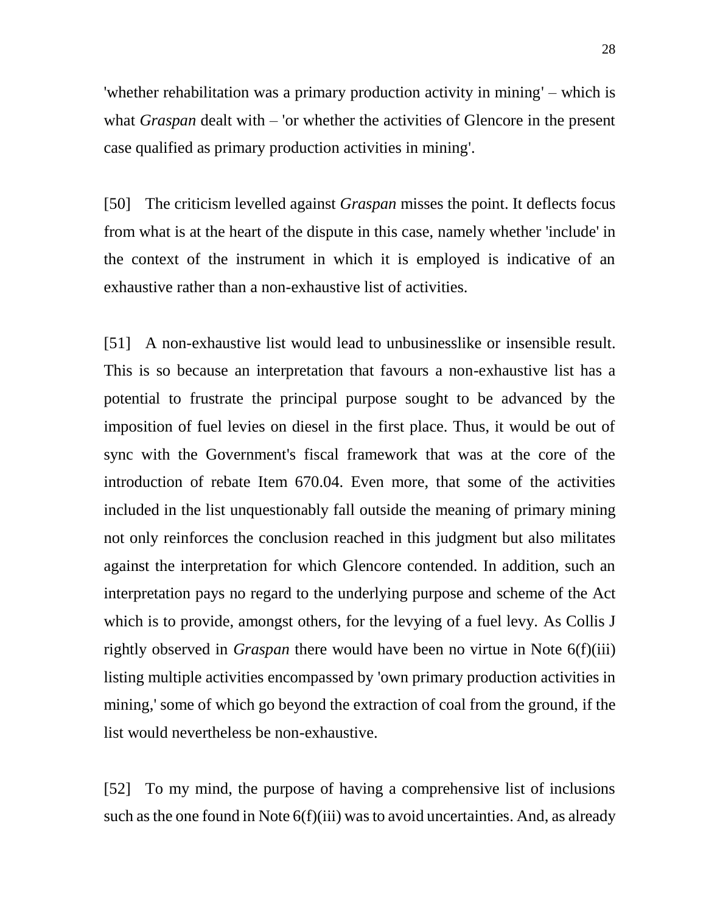'whether rehabilitation was a primary production activity in mining' – which is what *Graspan* dealt with – 'or whether the activities of Glencore in the present case qualified as primary production activities in mining'.

[50] The criticism levelled against *Graspan* misses the point. It deflects focus from what is at the heart of the dispute in this case, namely whether 'include' in the context of the instrument in which it is employed is indicative of an exhaustive rather than a non-exhaustive list of activities.

[51] A non-exhaustive list would lead to unbusinesslike or insensible result. This is so because an interpretation that favours a non-exhaustive list has a potential to frustrate the principal purpose sought to be advanced by the imposition of fuel levies on diesel in the first place. Thus, it would be out of sync with the Government's fiscal framework that was at the core of the introduction of rebate Item 670.04. Even more, that some of the activities included in the list unquestionably fall outside the meaning of primary mining not only reinforces the conclusion reached in this judgment but also militates against the interpretation for which Glencore contended. In addition, such an interpretation pays no regard to the underlying purpose and scheme of the Act which is to provide, amongst others, for the levying of a fuel levy. As Collis J rightly observed in *Graspan* there would have been no virtue in Note 6(f)(iii) listing multiple activities encompassed by 'own primary production activities in mining,' some of which go beyond the extraction of coal from the ground, if the list would nevertheless be non-exhaustive.

[52] To my mind, the purpose of having a comprehensive list of inclusions such as the one found in Note 6(f)(iii) was to avoid uncertainties. And, as already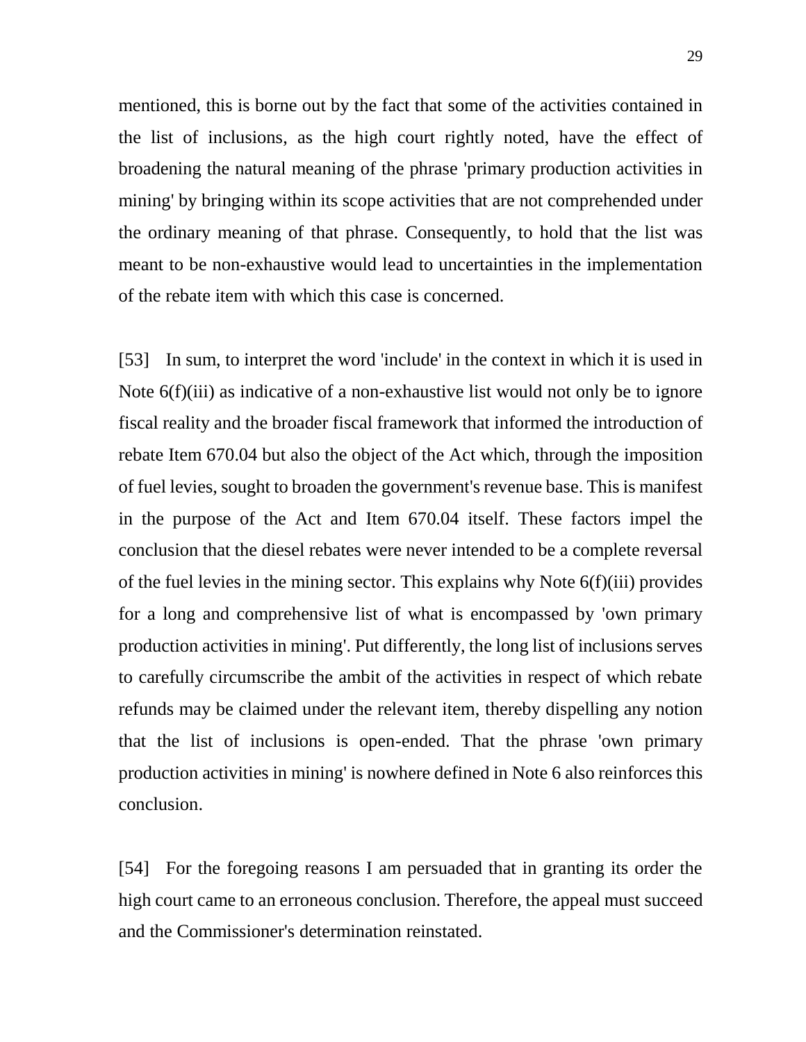mentioned, this is borne out by the fact that some of the activities contained in the list of inclusions, as the high court rightly noted, have the effect of broadening the natural meaning of the phrase 'primary production activities in mining' by bringing within its scope activities that are not comprehended under the ordinary meaning of that phrase. Consequently, to hold that the list was meant to be non-exhaustive would lead to uncertainties in the implementation of the rebate item with which this case is concerned.

[53] In sum, to interpret the word 'include' in the context in which it is used in Note 6(f)(iii) as indicative of a non-exhaustive list would not only be to ignore fiscal reality and the broader fiscal framework that informed the introduction of rebate Item 670.04 but also the object of the Act which, through the imposition of fuel levies, sought to broaden the government's revenue base. This is manifest in the purpose of the Act and Item 670.04 itself. These factors impel the conclusion that the diesel rebates were never intended to be a complete reversal of the fuel levies in the mining sector. This explains why Note 6(f)(iii) provides for a long and comprehensive list of what is encompassed by 'own primary production activities in mining'. Put differently, the long list of inclusions serves to carefully circumscribe the ambit of the activities in respect of which rebate refunds may be claimed under the relevant item, thereby dispelling any notion that the list of inclusions is open-ended. That the phrase 'own primary production activities in mining' is nowhere defined in Note 6 also reinforces this conclusion.

[54] For the foregoing reasons I am persuaded that in granting its order the high court came to an erroneous conclusion. Therefore, the appeal must succeed and the Commissioner's determination reinstated.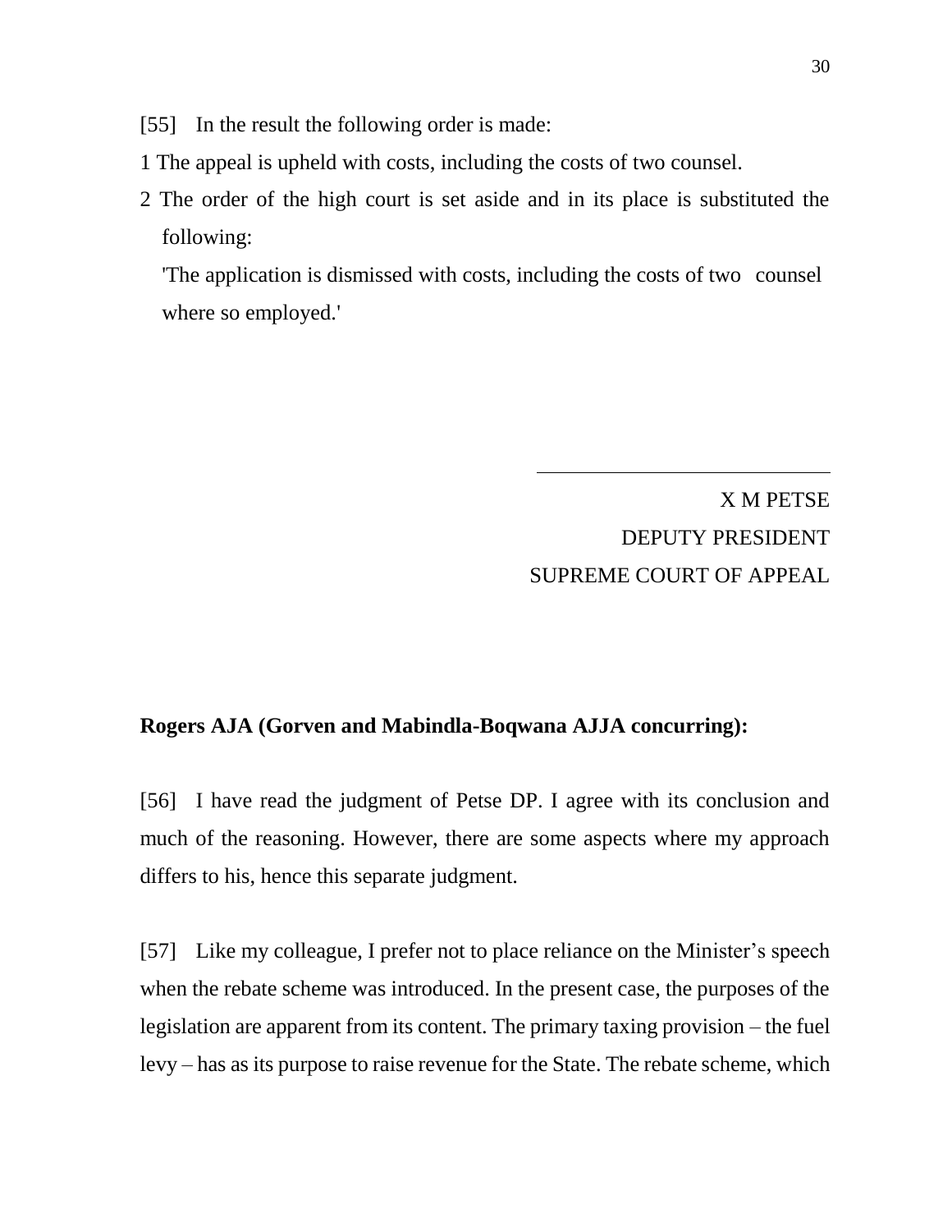[55] In the result the following order is made:

1 The appeal is upheld with costs, including the costs of two counsel.

2 The order of the high court is set aside and in its place is substituted the following:

'The application is dismissed with costs, including the costs of two counsel where so employed.'

X M PETSE
DEPUTY PRESIDENT
SUPREME COURT OF APPEAL

**Rogers AJA (Gorven and Mabindla-Boqwana AJJA concurring):**

[56] I have read the judgment of Petse DP. I agree with its conclusion and much of the reasoning. However, there are some aspects where my approach differs to his, hence this separate judgment.

[57] Like my colleague, I prefer not to place reliance on the Minister's speech when the rebate scheme was introduced. In the present case, the purposes of the legislation are apparent from its content. The primary taxing provision – the fuel levy – has as its purpose to raise revenue for the State. The rebate scheme, which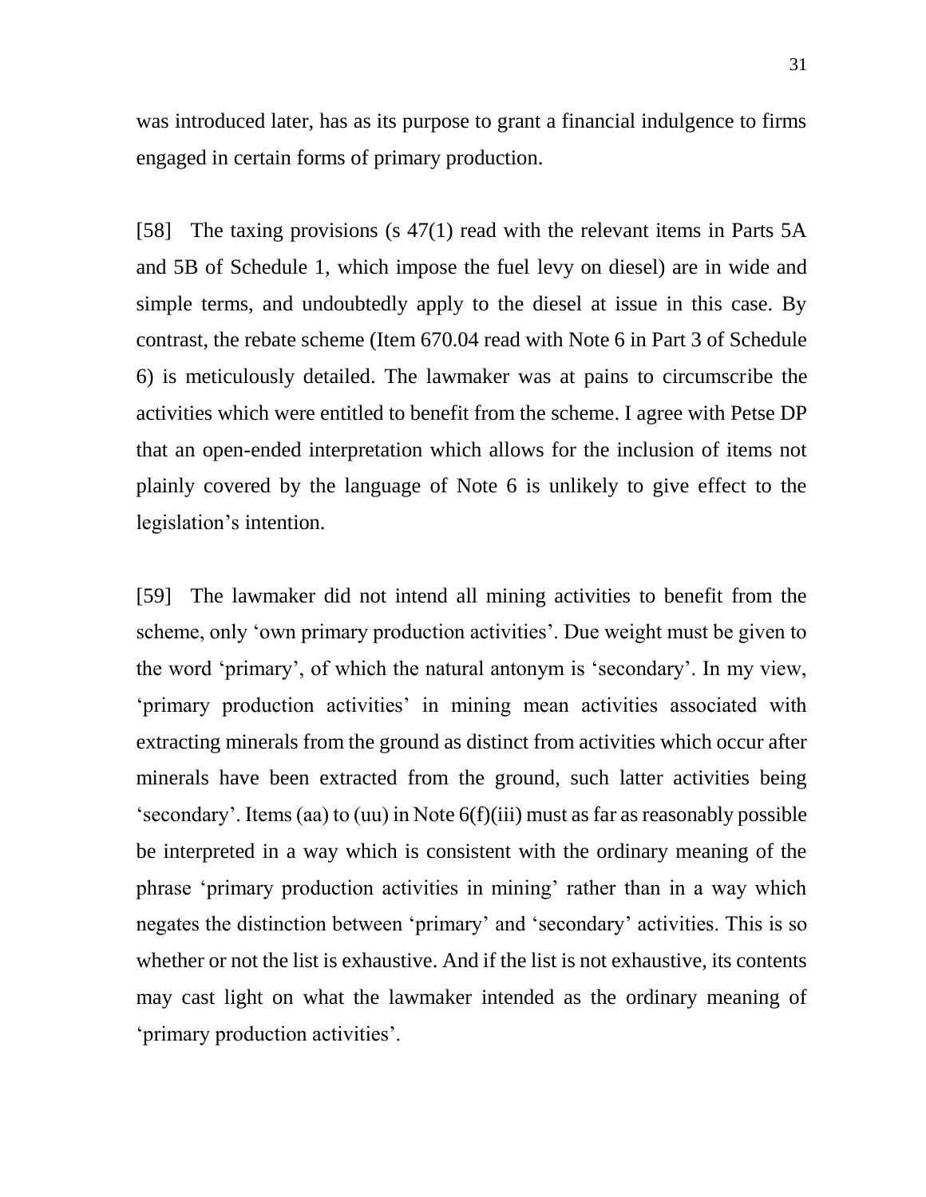was introduced later, has as its purpose to grant a financial indulgence to firms engaged in certain forms of primary production.

[58] The taxing provisions (s 47(1) read with the relevant items in Parts 5A and 5B of Schedule 1, which impose the fuel levy on diesel) are in wide and simple terms, and undoubtedly apply to the diesel at issue in this case. By contrast, the rebate scheme (Item 670.04 read with Note 6 in Part 3 of Schedule 6) is meticulously detailed. The lawmaker was at pains to circumscribe the activities which were entitled to benefit from the scheme. I agree with Petse DP that an open-ended interpretation which allows for the inclusion of items not plainly covered by the language of Note 6 is unlikely to give effect to the legislation's intention.

[59] The lawmaker did not intend all mining activities to benefit from the scheme, only 'own primary production activities'. Due weight must be given to the word 'primary', of which the natural antonym is 'secondary'. In my view, 'primary production activities' in mining mean activities associated with extracting minerals from the ground as distinct from activities which occur after minerals have been extracted from the ground, such latter activities being 'secondary'. Items (aa) to (uu) in Note 6(f)(iii) must as far as reasonably possible be interpreted in a way which is consistent with the ordinary meaning of the phrase 'primary production activities in mining' rather than in a way which negates the distinction between 'primary' and 'secondary' activities. This is so whether or not the list is exhaustive. And if the list is not exhaustive, its contents may cast light on what the lawmaker intended as the ordinary meaning of 'primary production activities'.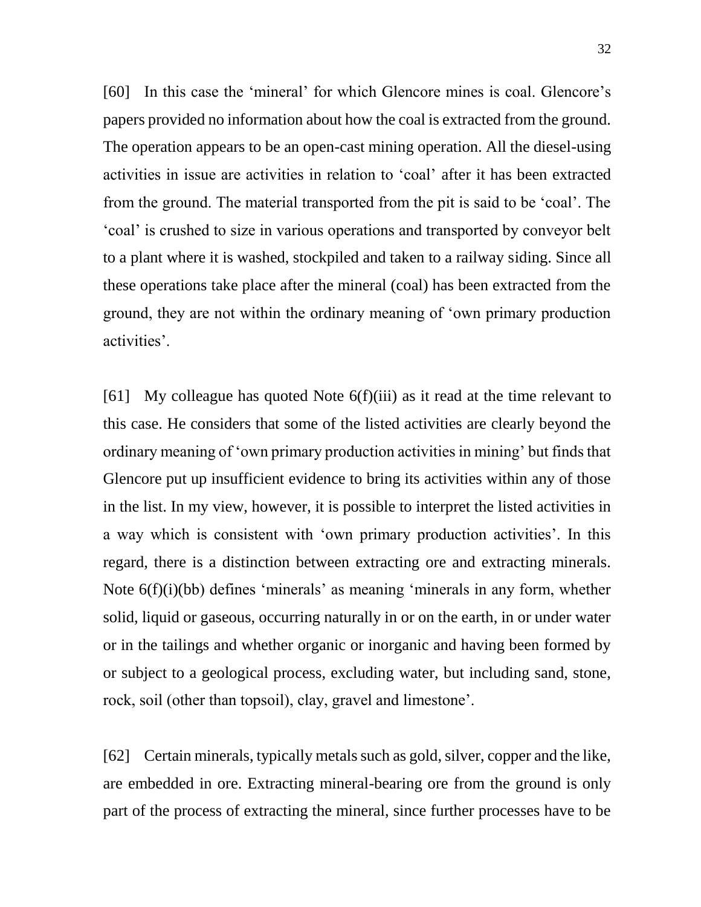[60] In this case the 'mineral' for which Glencore mines is coal. Glencore's papers provided no information about how the coal is extracted from the ground. The operation appears to be an open-cast mining operation. All the diesel-using activities in issue are activities in relation to 'coal' after it has been extracted from the ground. The material transported from the pit is said to be 'coal'. The 'coal' is crushed to size in various operations and transported by conveyor belt to a plant where it is washed, stockpiled and taken to a railway siding. Since all these operations take place after the mineral (coal) has been extracted from the ground, they are not within the ordinary meaning of 'own primary production activities'.

[61] My colleague has quoted Note 6(f)(iii) as it read at the time relevant to this case. He considers that some of the listed activities are clearly beyond the ordinary meaning of 'own primary production activities in mining' but finds that Glencore put up insufficient evidence to bring its activities within any of those in the list. In my view, however, it is possible to interpret the listed activities in a way which is consistent with 'own primary production activities'. In this regard, there is a distinction between extracting ore and extracting minerals. Note 6(f)(i)(bb) defines 'minerals' as meaning 'minerals in any form, whether solid, liquid or gaseous, occurring naturally in or on the earth, in or under water or in the tailings and whether organic or inorganic and having been formed by or subject to a geological process, excluding water, but including sand, stone, rock, soil (other than topsoil), clay, gravel and limestone'.

[62] Certain minerals, typically metals such as gold, silver, copper and the like, are embedded in ore. Extracting mineral-bearing ore from the ground is only part of the process of extracting the mineral, since further processes have to be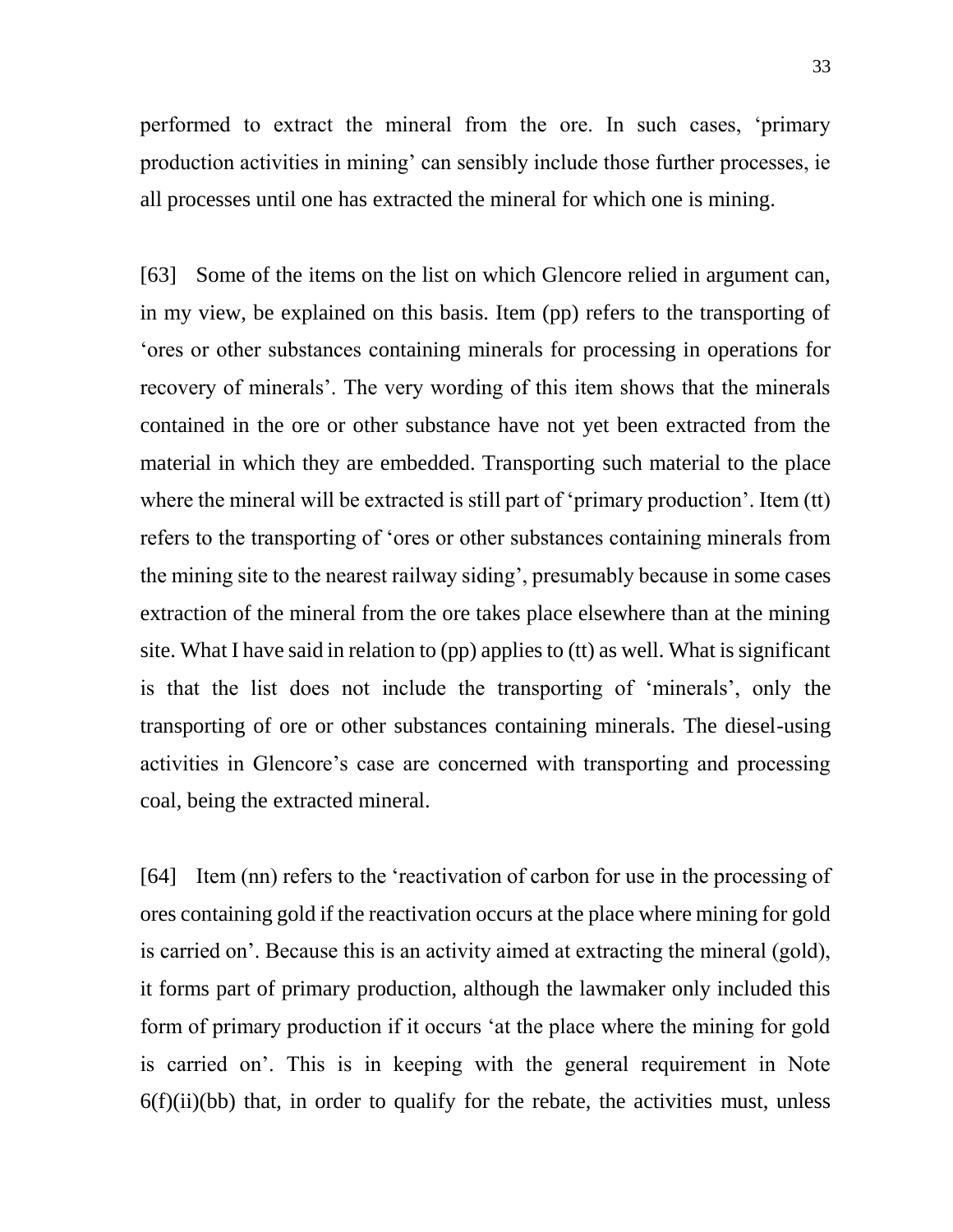performed to extract the mineral from the ore. In such cases, 'primary production activities in mining' can sensibly include those further processes, ie all processes until one has extracted the mineral for which one is mining.

[63] Some of the items on the list on which Glencore relied in argument can, in my view, be explained on this basis. Item (pp) refers to the transporting of 'ores or other substances containing minerals for processing in operations for recovery of minerals'. The very wording of this item shows that the minerals contained in the ore or other substance have not yet been extracted from the material in which they are embedded. Transporting such material to the place where the mineral will be extracted is still part of 'primary production'. Item (tt) refers to the transporting of 'ores or other substances containing minerals from the mining site to the nearest railway siding', presumably because in some cases extraction of the mineral from the ore takes place elsewhere than at the mining site. What I have said in relation to (pp) applies to (tt) as well. What is significant is that the list does not include the transporting of 'minerals', only the transporting of ore or other substances containing minerals. The diesel-using activities in Glencore's case are concerned with transporting and processing coal, being the extracted mineral.

[64] Item (nn) refers to the 'reactivation of carbon for use in the processing of ores containing gold if the reactivation occurs at the place where mining for gold is carried on'. Because this is an activity aimed at extracting the mineral (gold), it forms part of primary production, although the lawmaker only included this form of primary production if it occurs 'at the place where the mining for gold is carried on'. This is in keeping with the general requirement in Note 6(f)(ii)(bb) that, in order to qualify for the rebate, the activities must, unless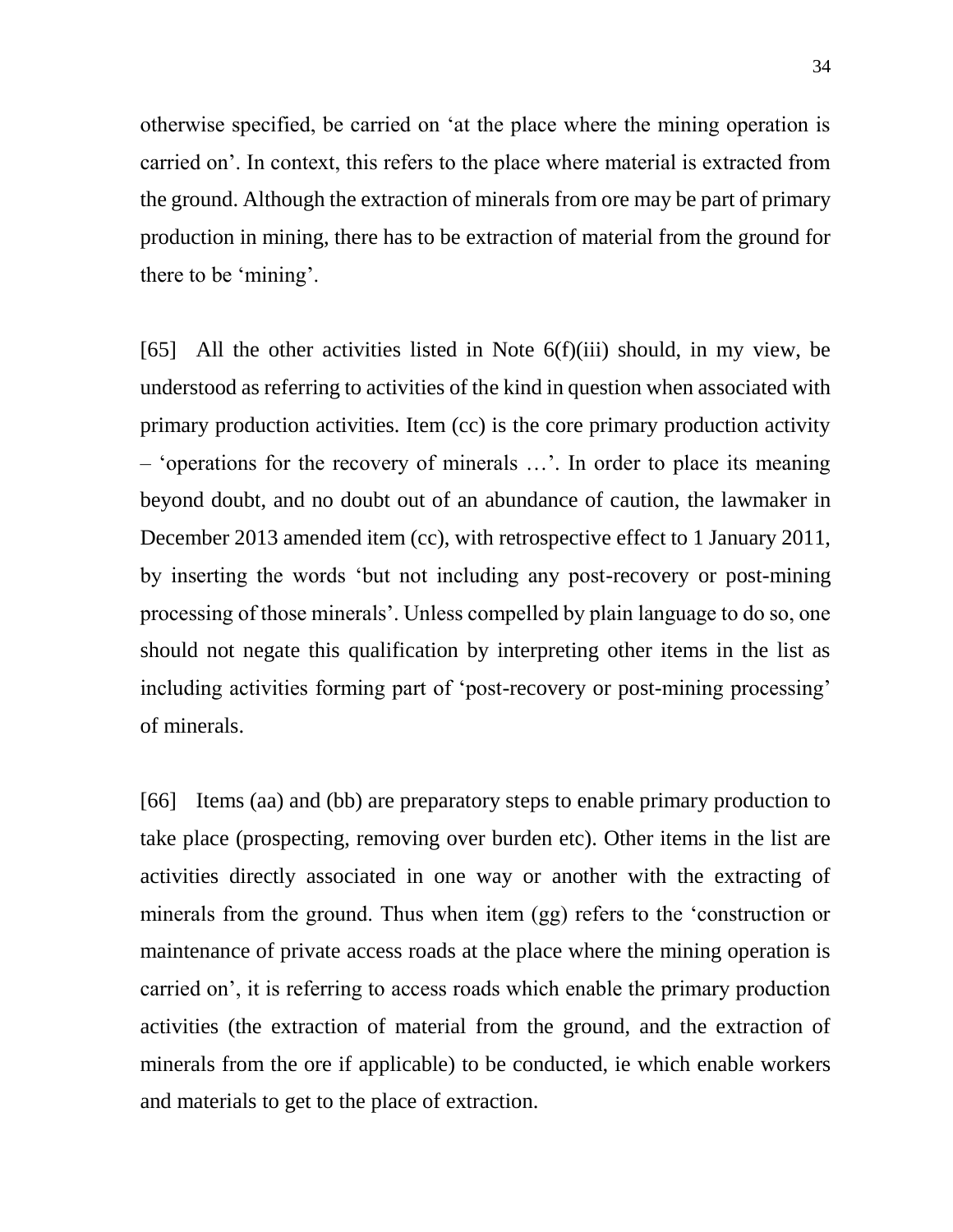otherwise specified, be carried on 'at the place where the mining operation is carried on'. In context, this refers to the place where material is extracted from the ground. Although the extraction of minerals from ore may be part of primary production in mining, there has to be extraction of material from the ground for there to be 'mining'.

[65] All the other activities listed in Note 6(f)(iii) should, in my view, be understood as referring to activities of the kind in question when associated with primary production activities. Item (cc) is the core primary production activity – 'operations for the recovery of minerals …'. In order to place its meaning beyond doubt, and no doubt out of an abundance of caution, the lawmaker in December 2013 amended item (cc), with retrospective effect to 1 January 2011, by inserting the words 'but not including any post-recovery or post-mining processing of those minerals'. Unless compelled by plain language to do so, one should not negate this qualification by interpreting other items in the list as including activities forming part of 'post-recovery or post-mining processing' of minerals.

[66] Items (aa) and (bb) are preparatory steps to enable primary production to take place (prospecting, removing over burden etc). Other items in the list are activities directly associated in one way or another with the extracting of minerals from the ground. Thus when item (gg) refers to the 'construction or maintenance of private access roads at the place where the mining operation is carried on', it is referring to access roads which enable the primary production activities (the extraction of material from the ground, and the extraction of minerals from the ore if applicable) to be conducted, ie which enable workers and materials to get to the place of extraction.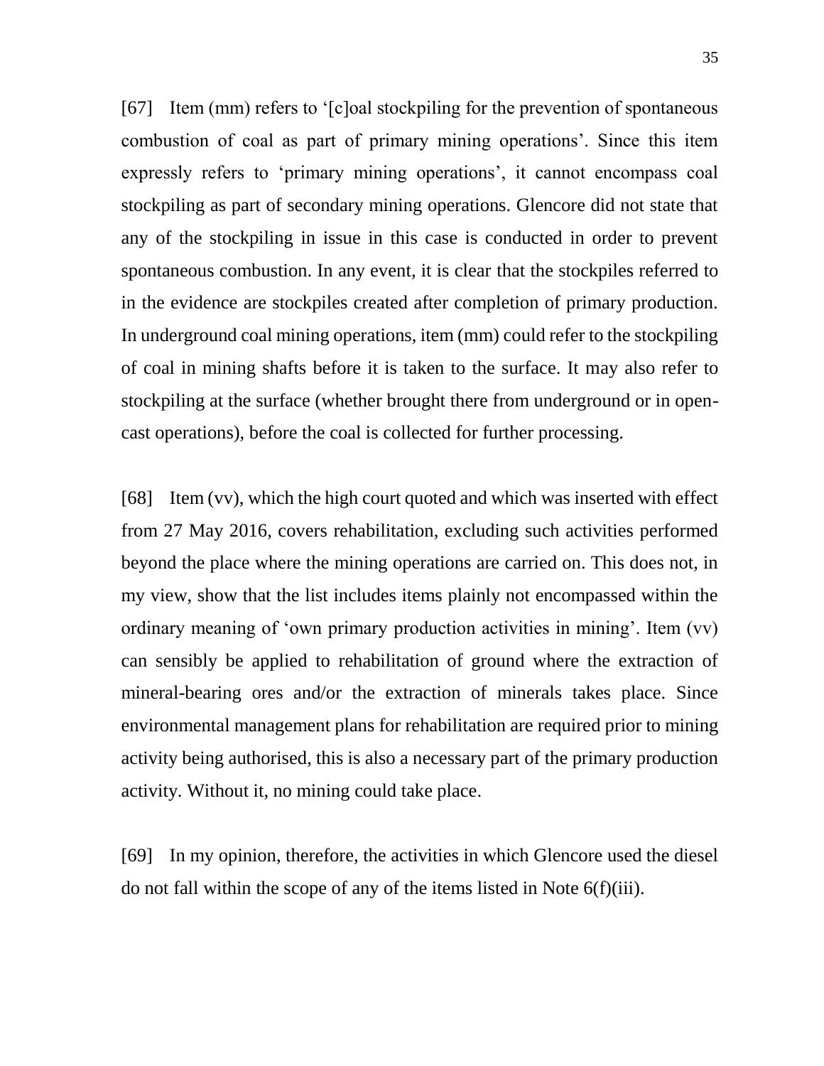[67] Item (mm) refers to '[c]oal stockpiling for the prevention of spontaneous combustion of coal as part of primary mining operations'. Since this item expressly refers to 'primary mining operations', it cannot encompass coal stockpiling as part of secondary mining operations. Glencore did not state that any of the stockpiling in issue in this case is conducted in order to prevent spontaneous combustion. In any event, it is clear that the stockpiles referred to in the evidence are stockpiles created after completion of primary production. In underground coal mining operations, item (mm) could refer to the stockpiling of coal in mining shafts before it is taken to the surface. It may also refer to stockpiling at the surface (whether brought there from underground or in open-cast operations), before the coal is collected for further processing.

[68] Item (vv), which the high court quoted and which was inserted with effect from 27 May 2016, covers rehabilitation, excluding such activities performed beyond the place where the mining operations are carried on. This does not, in my view, show that the list includes items plainly not encompassed within the ordinary meaning of 'own primary production activities in mining'. Item (vv) can sensibly be applied to rehabilitation of ground where the extraction of mineral-bearing ores and/or the extraction of minerals takes place. Since environmental management plans for rehabilitation are required prior to mining activity being authorised, this is also a necessary part of the primary production activity. Without it, no mining could take place.

[69] In my opinion, therefore, the activities in which Glencore used the diesel do not fall within the scope of any of the items listed in Note 6(f)(iii).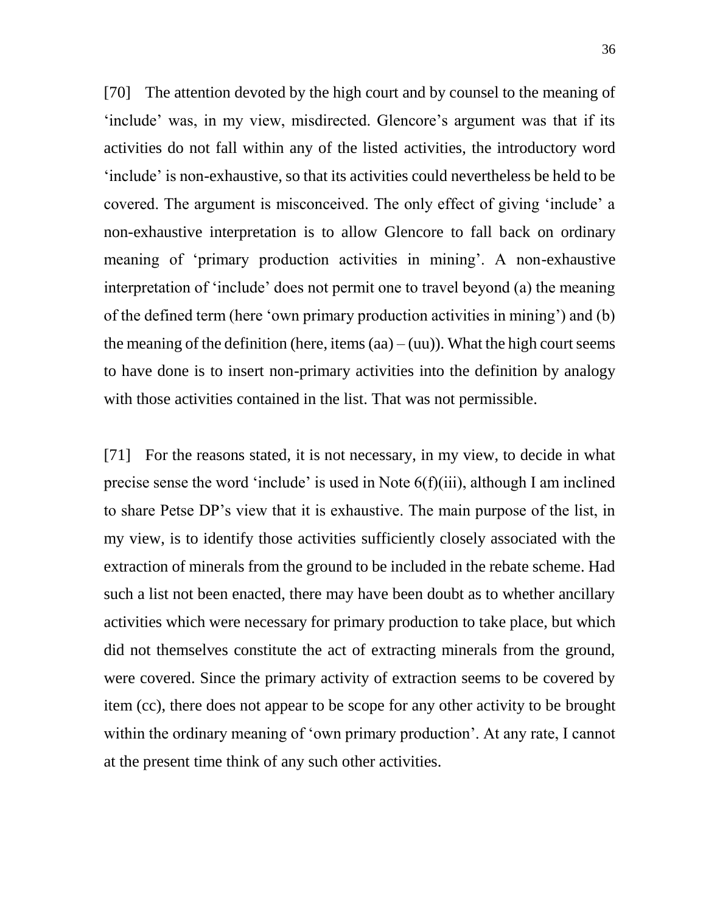[70] The attention devoted by the high court and by counsel to the meaning of 'include' was, in my view, misdirected. Glencore's argument was that if its activities do not fall within any of the listed activities, the introductory word 'include' is non-exhaustive, so that its activities could nevertheless be held to be covered. The argument is misconceived. The only effect of giving 'include' a non-exhaustive interpretation is to allow Glencore to fall back on ordinary meaning of 'primary production activities in mining'. A non-exhaustive interpretation of 'include' does not permit one to travel beyond (a) the meaning of the defined term (here 'own primary production activities in mining') and (b) the meaning of the definition (here, items (aa) – (uu)). What the high court seems to have done is to insert non-primary activities into the definition by analogy with those activities contained in the list. That was not permissible.

[71] For the reasons stated, it is not necessary, in my view, to decide in what precise sense the word 'include' is used in Note 6(f)(iii), although I am inclined to share Petse DP's view that it is exhaustive. The main purpose of the list, in my view, is to identify those activities sufficiently closely associated with the extraction of minerals from the ground to be included in the rebate scheme. Had such a list not been enacted, there may have been doubt as to whether ancillary activities which were necessary for primary production to take place, but which did not themselves constitute the act of extracting minerals from the ground, were covered. Since the primary activity of extraction seems to be covered by item (cc), there does not appear to be scope for any other activity to be brought within the ordinary meaning of 'own primary production'. At any rate, I cannot at the present time think of any such other activities.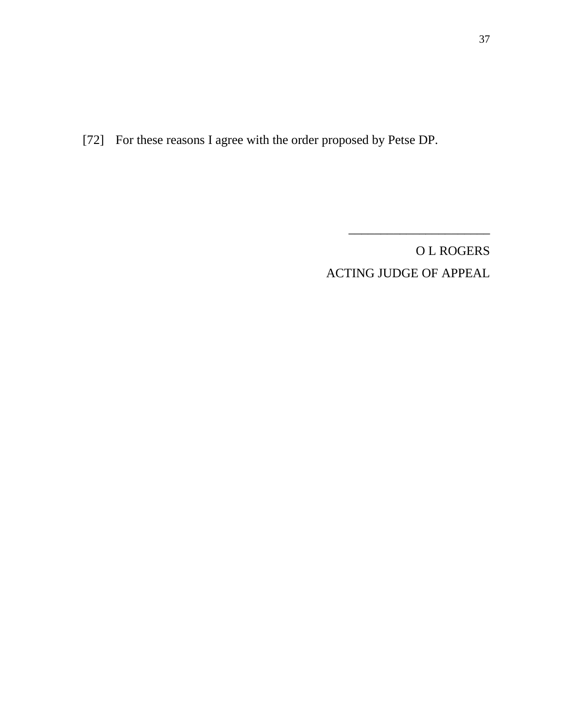[72] For these reasons I agree with the order proposed by Petse DP.

_______________________

O L ROGERS

ACTING JUDGE OF APPEAL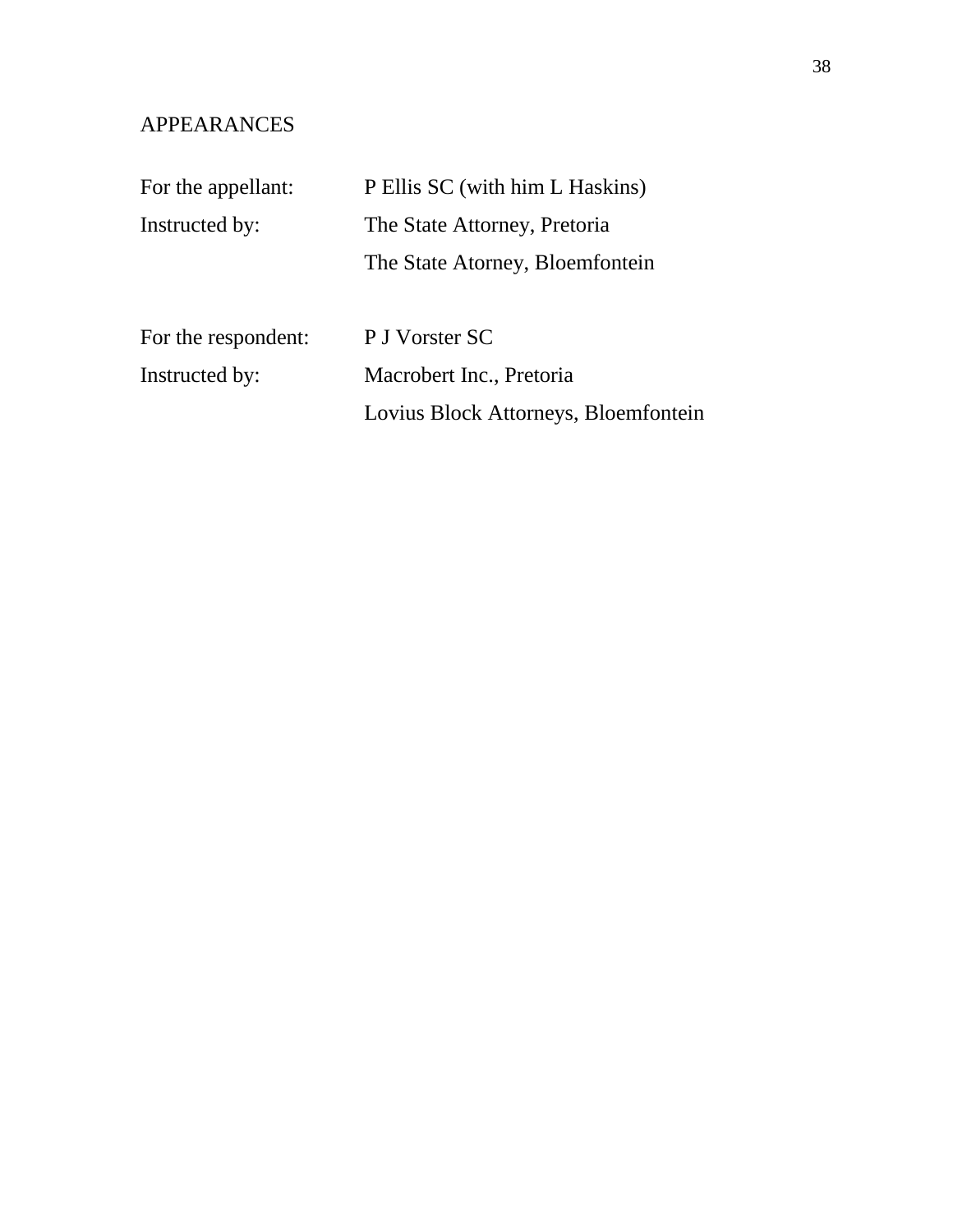APPEARANCES

| | |
|---|---|
| For the appellant: | P Ellis SC (with him L Haskins) |
| Instructed by: | The State Attorney, Pretoria |
| | The State Atorney, Bloemfontein |
| | |
| For the respondent: | P J Vorster SC |
| Instructed by: | Macrobert Inc., Pretoria |
| | Lovius Block Attorneys, Bloemfontein |